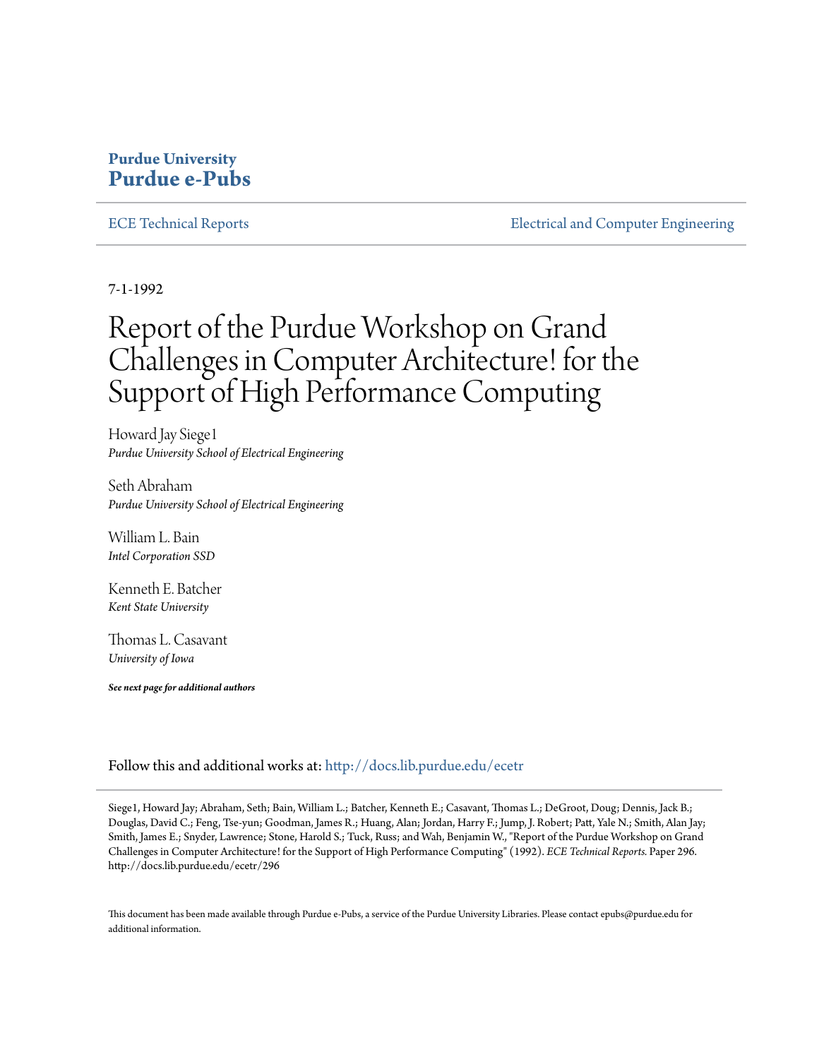# Purdue University
# Purdue e-Pubs

ECE Technical Reports | Electrical and Computer Engineering

7-1-1992

# Report of the Purdue Workshop on Grand Challenges in Computer Architecture! for the Support of High Performance Computing

Howard Jay Siege1
*Purdue University School of Electrical Engineering*

Seth Abraham
*Purdue University School of Electrical Engineering*

William L. Bain
*Intel Corporation SSD*

Kenneth E. Batcher
*Kent State University*

Thomas L. Casavant
*University of Iowa*

***See next page for additional authors***

Follow this and additional works at: http://docs.lib.purdue.edu/ecetr

Siege1, Howard Jay; Abraham, Seth; Bain, William L.; Batcher, Kenneth E.; Casavant, Thomas L.; DeGroot, Doug; Dennis, Jack B.; Douglas, David C.; Feng, Tse-yun; Goodman, James R.; Huang, Alan; Jordan, Harry F.; Jump, J. Robert; Patt, Yale N.; Smith, Alan Jay; Smith, James E.; Snyder, Lawrence; Stone, Harold S.; Tuck, Russ; and Wah, Benjamin W., "Report of the Purdue Workshop on Grand Challenges in Computer Architecture! for the Support of High Performance Computing" (1992). *ECE Technical Reports.* Paper 296.
http://docs.lib.purdue.edu/ecetr/296

This document has been made available through Purdue e-Pubs, a service of the Purdue University Libraries. Please contact epubs@purdue.edu for additional information.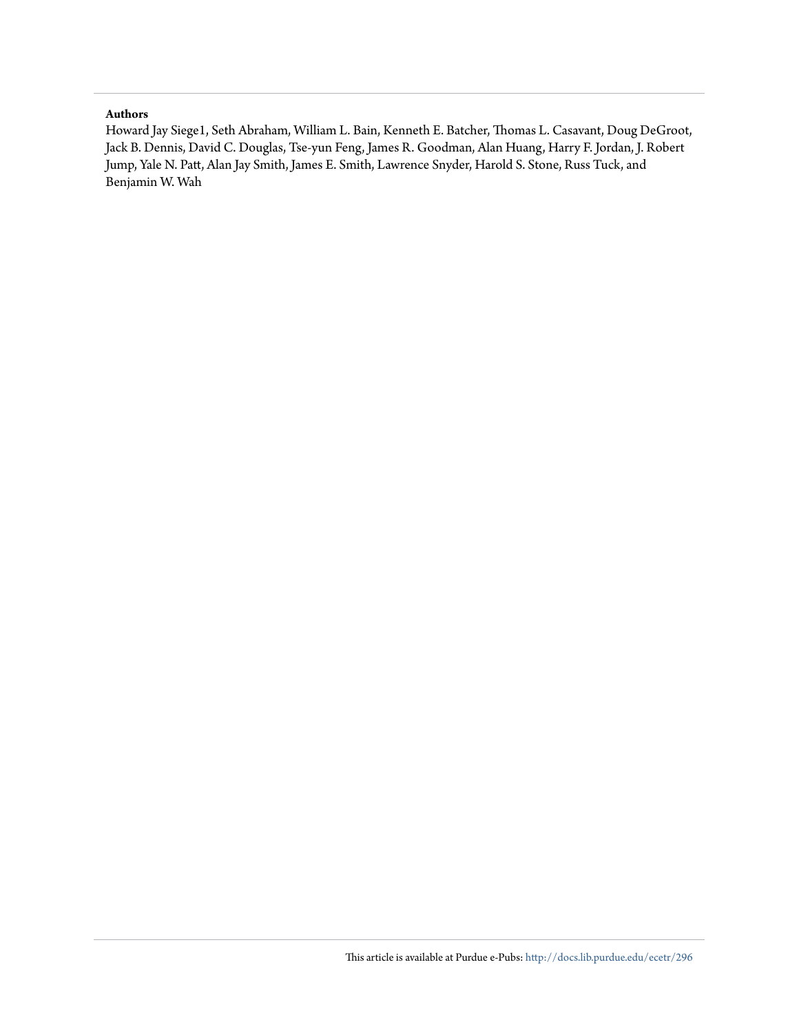**Authors**

Howard Jay Siege1, Seth Abraham, William L. Bain, Kenneth E. Batcher, Thomas L. Casavant, Doug DeGroot, Jack B. Dennis, David C. Douglas, Tse-yun Feng, James R. Goodman, Alan Huang, Harry F. Jordan, J. Robert Jump, Yale N. Patt, Alan Jay Smith, James E. Smith, Lawrence Snyder, Harold S. Stone, Russ Tuck, and Benjamin W. Wah

This article is available at Purdue e-Pubs: http://docs.lib.purdue.edu/ecetr/296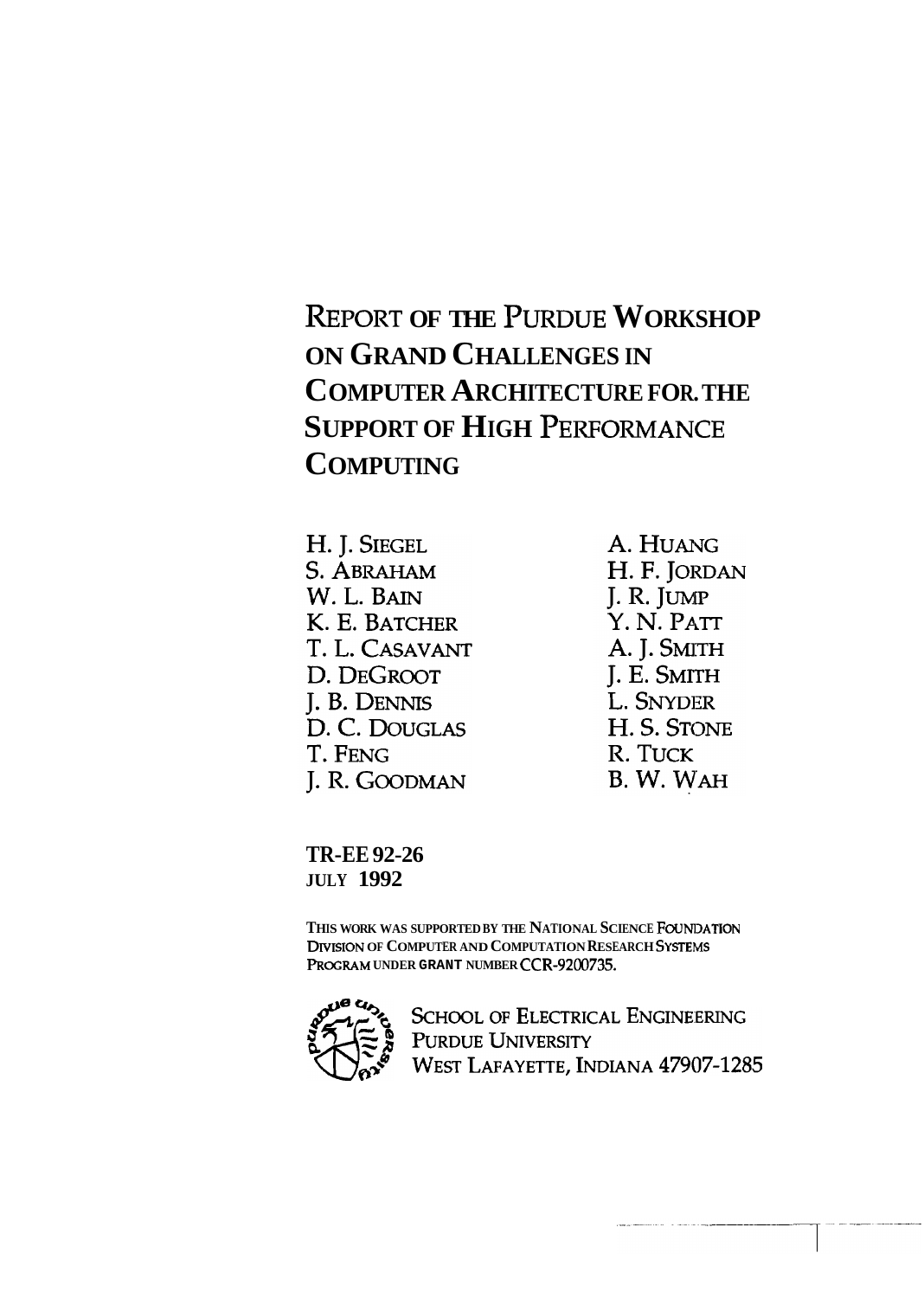# REPORT OF THE PURDUE WORKSHOP ON GRAND CHALLENGES IN COMPUTER ARCHITECTURE FOR THE SUPPORT OF HIGH PERFORMANCE COMPUTING

H. J. SIEGEL
S. ABRAHAM
W. L. BAIN
K. E. BATCHER
T. L. CASAVANT
D. DEGROOT
J. B. DENNIS
D. C. DOUGLAS
T. FENG
J. R. GOODMAN
A. HUANG
H. F. JORDAN
J. R. JUMP
Y. N. PATT
A. J. SMITH
J. E. SMITH
L. SNYDER
H. S. STONE
R. TUCK
B. W. WAH

**TR-EE 92-26**
JULY **1992**

THIS WORK WAS SUPPORTED BY THE NATIONAL SCIENCE FOUNDATION DIVISION OF COMPUTER AND COMPUTATION RESEARCH SYSTEMS PROGRAM UNDER GRANT NUMBER CCR-9200735.

SCHOOL OF ELECTRICAL ENGINEERING
PURDUE UNIVERSITY
WEST LAFAYETTE, INDIANA 47907-1285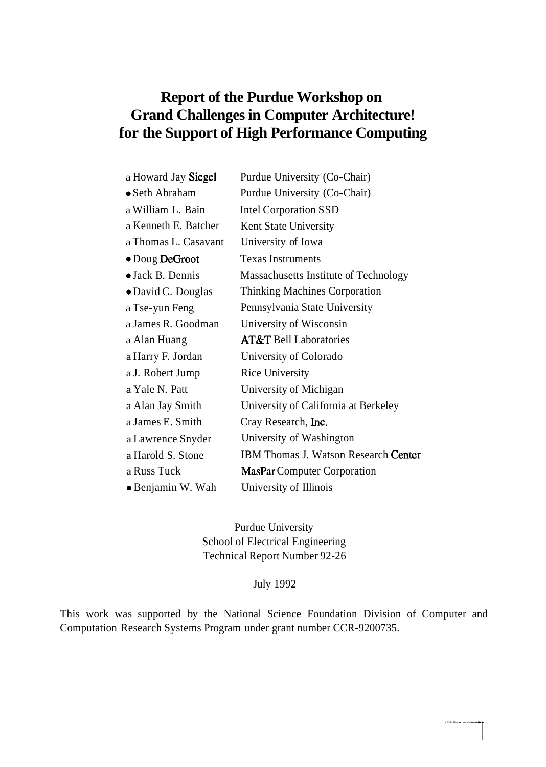# Report of the Purdue Workshop on Grand Challenges in Computer Architecture! for the Support of High Performance Computing

| | |
|---|---|
| a Howard Jay Siegel | Purdue University (Co-Chair) |
| • Seth Abraham | Purdue University (Co-Chair) |
| a William L. Bain | Intel Corporation SSD |
| a Kenneth E. Batcher | Kent State University |
| a Thomas L. Casavant | University of Iowa |
| • Doug DeGroot | Texas Instruments |
| • Jack B. Dennis | Massachusetts Institute of Technology |
| • David C. Douglas | Thinking Machines Corporation |
| a Tse-yun Feng | Pennsylvania State University |
| a James R. Goodman | University of Wisconsin |
| a Alan Huang | AT&T Bell Laboratories |
| a Harry F. Jordan | University of Colorado |
| a J. Robert Jump | Rice University |
| a Yale N. Patt | University of Michigan |
| a Alan Jay Smith | University of California at Berkeley |
| a James E. Smith | Cray Research, Inc. |
| a Lawrence Snyder | University of Washington |
| a Harold S. Stone | IBM Thomas J. Watson Research Center |
| a Russ Tuck | MasPar Computer Corporation |
| • Benjamin W. Wah | University of Illinois |

Purdue University
School of Electrical Engineering
Technical Report Number 92-26

July 1992

This work was supported by the National Science Foundation Division of Computer and Computation Research Systems Program under grant number CCR-9200735.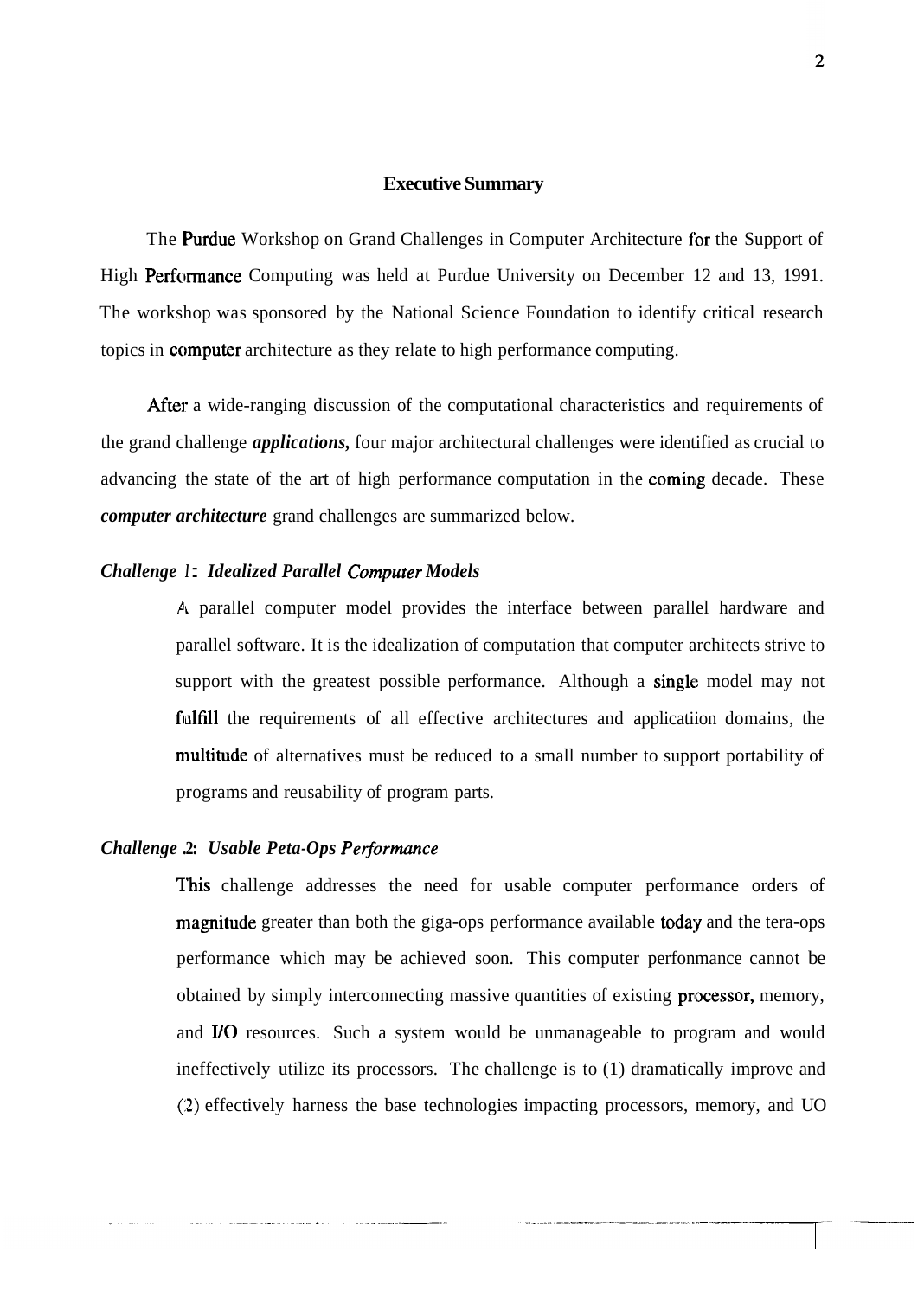## Executive Summary

The Purdue Workshop on Grand Challenges in Computer Architecture for the Support of High Performance Computing was held at Purdue University on December 12 and 13, 1991. The workshop was sponsored by the National Science Foundation to identify critical research topics in computer architecture as they relate to high performance computing.

After a wide-ranging discussion of the computational characteristics and requirements of the grand challenge ***applications,*** four major architectural challenges were identified as crucial to advancing the state of the art of high performance computation in the coming decade. These ***computer architecture*** grand challenges are summarized below.

***Challenge 1: Idealized Parallel Computer Models***

A parallel computer model provides the interface between parallel hardware and parallel software. It is the idealization of computation that computer architects strive to support with the greatest possible performance. Although a single model may not fulfill the requirements of all effective architectures and applicatiion domains, the multitude of alternatives must be reduced to a small number to support portability of programs and reusability of program parts.

***Challenge 2: Usable Peta-Ops Performance***

This challenge addresses the need for usable computer performance orders of magnitude greater than both the giga-ops performance available today and the tera-ops performance which may be achieved soon. This computer perfonmance cannot be obtained by simply interconnecting massive quantities of existing processor, memory, and I/O resources. Such a system would be unmanageable to program and would ineffectively utilize its processors. The challenge is to (1) dramatically improve and (2) effectively harness the base technologies impacting processors, memory, and UO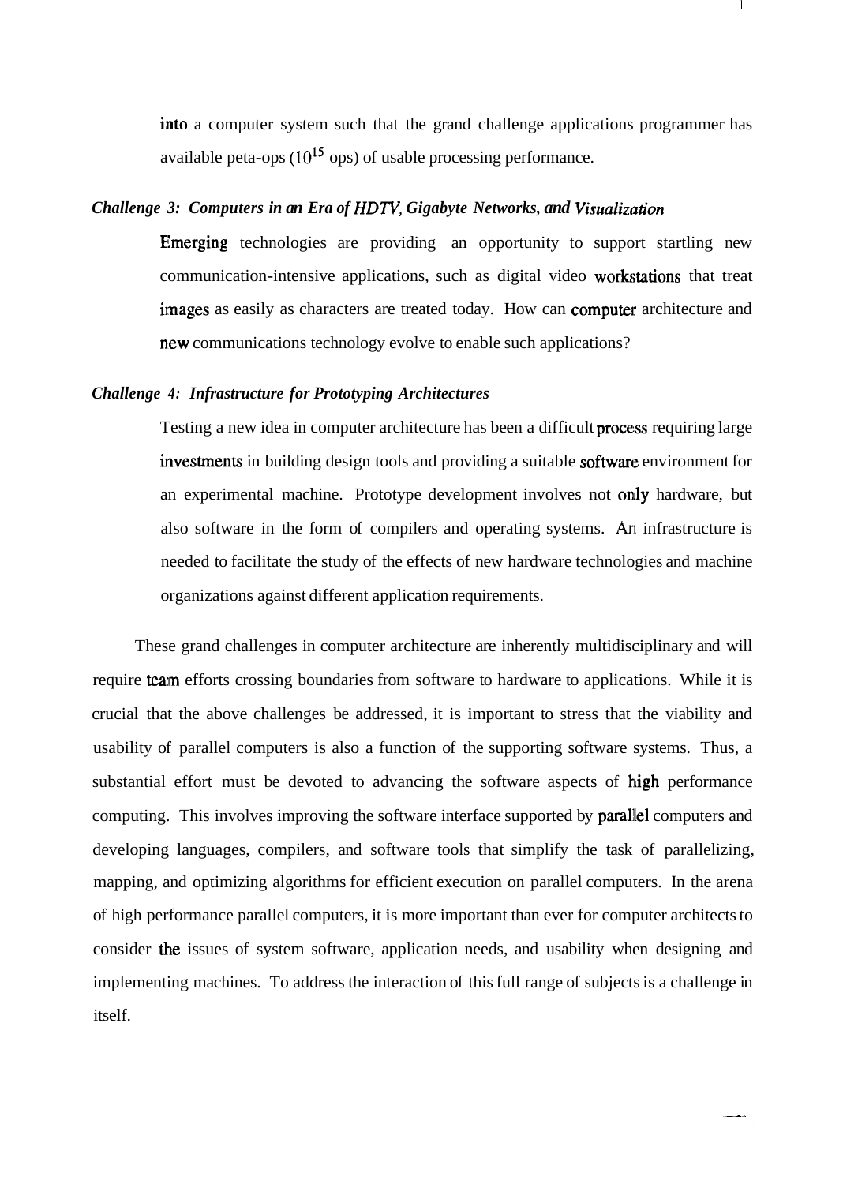into a computer system such that the grand challenge applications programmer has available peta-ops ($10^{15}$ ops) of usable processing performance.

***Challenge 3: Computers in an Era of HDTV, Gigabyte Networks, and Visualization***

Emerging technologies are providing an opportunity to support startling new communication-intensive applications, such as digital video workstations that treat images as easily as characters are treated today. How can computer architecture and new communications technology evolve to enable such applications?

***Challenge 4: Infrastructure for Prototyping Architectures***

Testing a new idea in computer architecture has been a difficult process requiring large investments in building design tools and providing a suitable software environment for an experimental machine. Prototype development involves not only hardware, but also software in the form of compilers and operating systems. An infrastructure is needed to facilitate the study of the effects of new hardware technologies and machine organizations against different application requirements.

These grand challenges in computer architecture are inherently multidisciplinary and will require team efforts crossing boundaries from software to hardware to applications. While it is crucial that the above challenges be addressed, it is important to stress that the viability and usability of parallel computers is also a function of the supporting software systems. Thus, a substantial effort must be devoted to advancing the software aspects of high performance computing. This involves improving the software interface supported by parallel computers and developing languages, compilers, and software tools that simplify the task of parallelizing, mapping, and optimizing algorithms for efficient execution on parallel computers. In the arena of high performance parallel computers, it is more important than ever for computer architects to consider the issues of system software, application needs, and usability when designing and implementing machines. To address the interaction of this full range of subjects is a challenge in itself.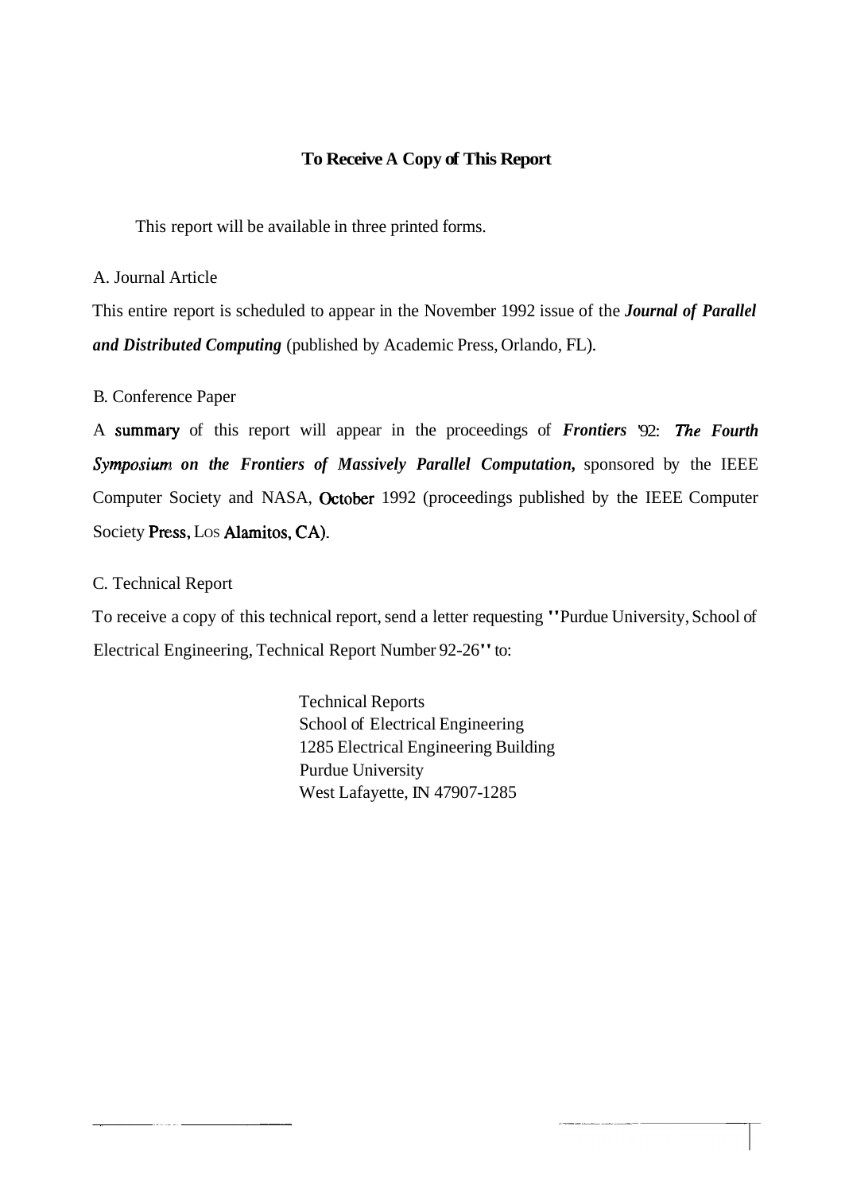## To Receive A Copy of This Report

This report will be available in three printed forms.

A. Journal Article

This entire report is scheduled to appear in the November 1992 issue of the ***Journal of Parallel and Distributed Computing*** (published by Academic Press, Orlando, FL).

B. Conference Paper

A summary of this report will appear in the proceedings of ***Frontiers '92: The Fourth Symposium on the Frontiers of Massively Parallel Computation,*** sponsored by the IEEE Computer Society and NASA, October 1992 (proceedings published by the IEEE Computer Society Press, Los Alamitos, CA).

C. Technical Report

To receive a copy of this technical report, send a letter requesting "Purdue University, School of Electrical Engineering, Technical Report Number 92-26" to:

Technical Reports
School of Electrical Engineering
1285 Electrical Engineering Building
Purdue University
West Lafayette, IN 47907-1285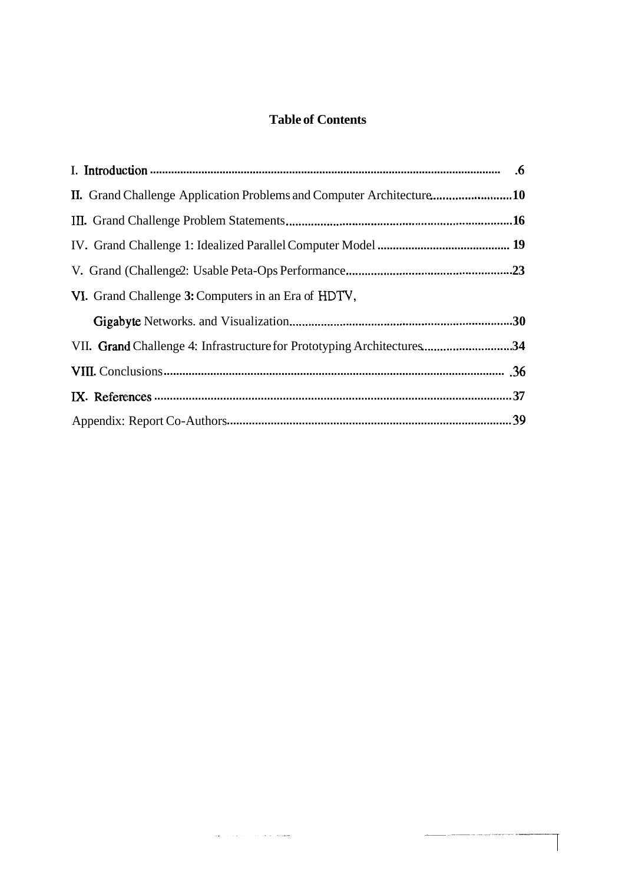## Table of Contents

I. Introduction .......... 6

II. Grand Challenge Application Problems and Computer Architecture .......... 10

III. Grand Challenge Problem Statements .......... 16

IV. Grand Challenge 1: Idealized Parallel Computer Model .......... 19

V. Grand Challenge 2: Usable Peta-Ops Performance .......... 23

VI. Grand Challenge 3: Computers in an Era of HDTV, Gigabyte Networks, and Visualization .......... 30

VII. Grand Challenge 4: Infrastructure for Prototyping Architectures .......... 34

VIII. Conclusions .......... 36

IX. References .......... 37

Appendix: Report Co-Authors .......... 39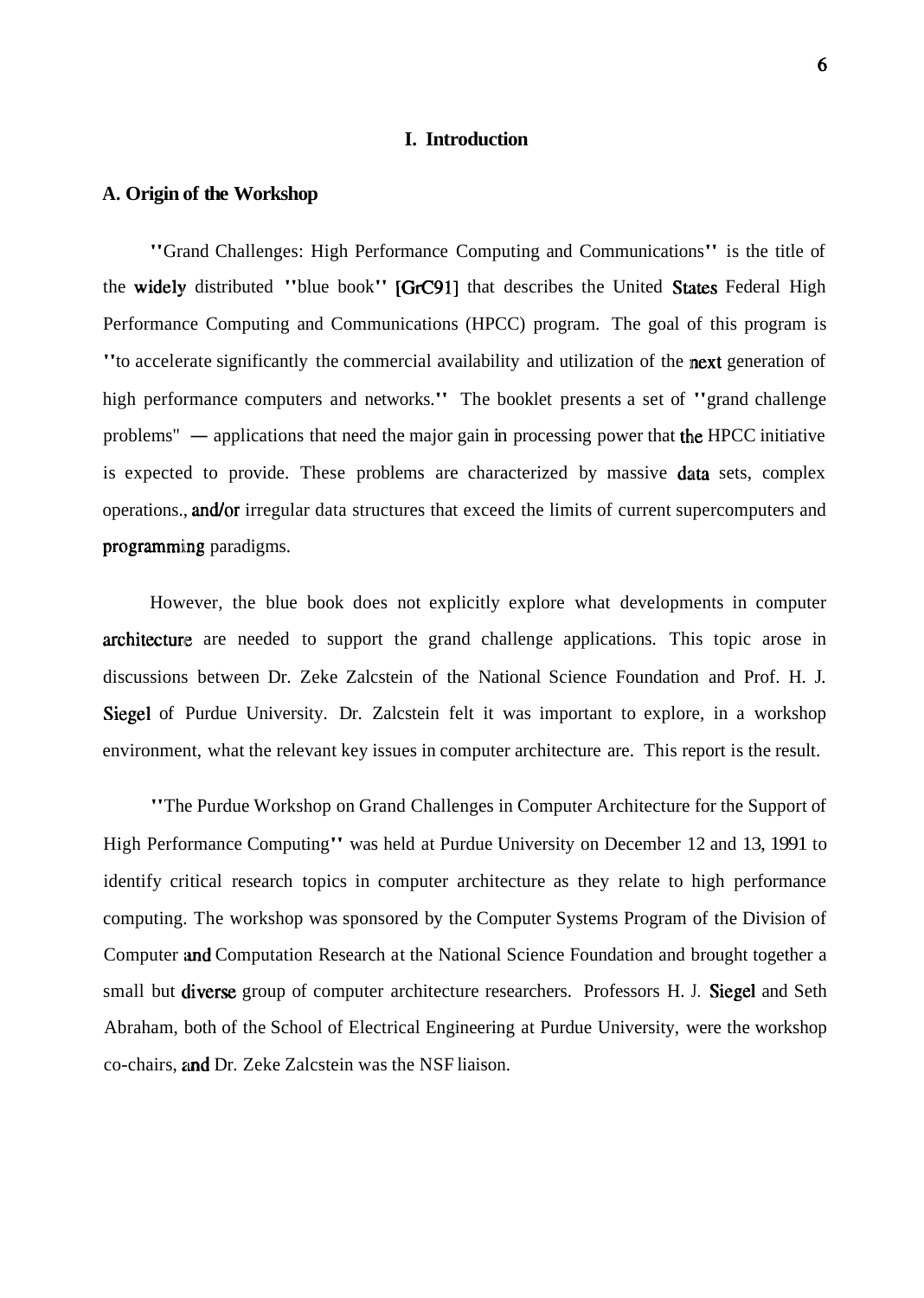# I. Introduction

## A. Origin of the Workshop

"Grand Challenges: High Performance Computing and Communications" is the title of the widely distributed "blue book" [GrC91] that describes the United States Federal High Performance Computing and Communications (HPCC) program. The goal of this program is "to accelerate significantly the commercial availability and utilization of the next generation of high performance computers and networks." The booklet presents a set of "grand challenge problems" — applications that need the major gain in processing power that the HPCC initiative is expected to provide. These problems are characterized by massive data sets, complex operations., and/or irregular data structures that exceed the limits of current supercomputers and programming paradigms.

However, the blue book does not explicitly explore what developments in computer architecture are needed to support the grand challenge applications. This topic arose in discussions between Dr. Zeke Zalcstein of the National Science Foundation and Prof. H. J. Siegel of Purdue University. Dr. Zalcstein felt it was important to explore, in a workshop environment, what the relevant key issues in computer architecture are. This report is the result.

"The Purdue Workshop on Grand Challenges in Computer Architecture for the Support of High Performance Computing" was held at Purdue University on December 12 and 13, 1991 to identify critical research topics in computer architecture as they relate to high performance computing. The workshop was sponsored by the Computer Systems Program of the Division of Computer and Computation Research at the National Science Foundation and brought together a small but diverse group of computer architecture researchers. Professors H. J. Siegel and Seth Abraham, both of the School of Electrical Engineering at Purdue University, were the workshop co-chairs, and Dr. Zeke Zalcstein was the NSF liaison.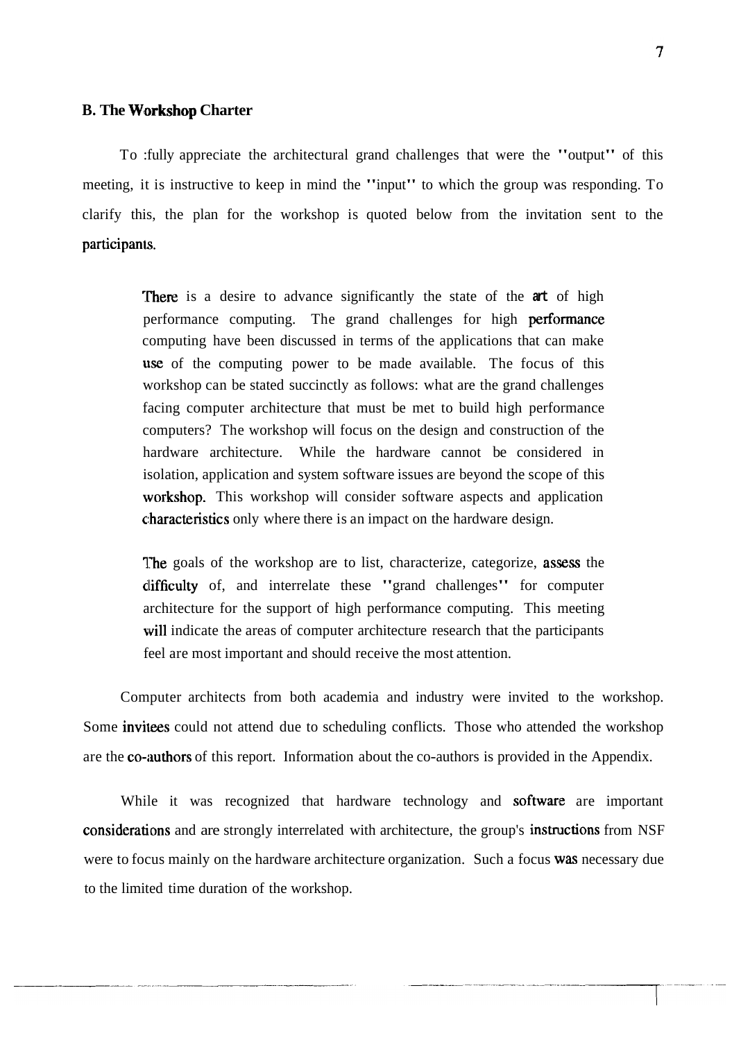## B. The Workshop Charter

To :fully appreciate the architectural grand challenges that were the "output" of this meeting, it is instructive to keep in mind the "input" to which the group was responding. To clarify this, the plan for the workshop is quoted below from the invitation sent to the participants.

> There is a desire to advance significantly the state of the art of high performance computing. The grand challenges for high performance computing have been discussed in terms of the applications that can make use of the computing power to be made available. The focus of this workshop can be stated succinctly as follows: what are the grand challenges facing computer architecture that must be met to build high performance computers? The workshop will focus on the design and construction of the hardware architecture. While the hardware cannot be considered in isolation, application and system software issues are beyond the scope of this workshop. This workshop will consider software aspects and application characteristics only where there is an impact on the hardware design.
>
> The goals of the workshop are to list, characterize, categorize, assess the difficulty of, and interrelate these "grand challenges" for computer architecture for the support of high performance computing. This meeting will indicate the areas of computer architecture research that the participants feel are most important and should receive the most attention.

Computer architects from both academia and industry were invited to the workshop. Some invitees could not attend due to scheduling conflicts. Those who attended the workshop are the co-authors of this report. Information about the co-authors is provided in the Appendix.

While it was recognized that hardware technology and software are important considerations and are strongly interrelated with architecture, the group's instructions from NSF were to focus mainly on the hardware architecture organization. Such a focus was necessary due to the limited time duration of the workshop.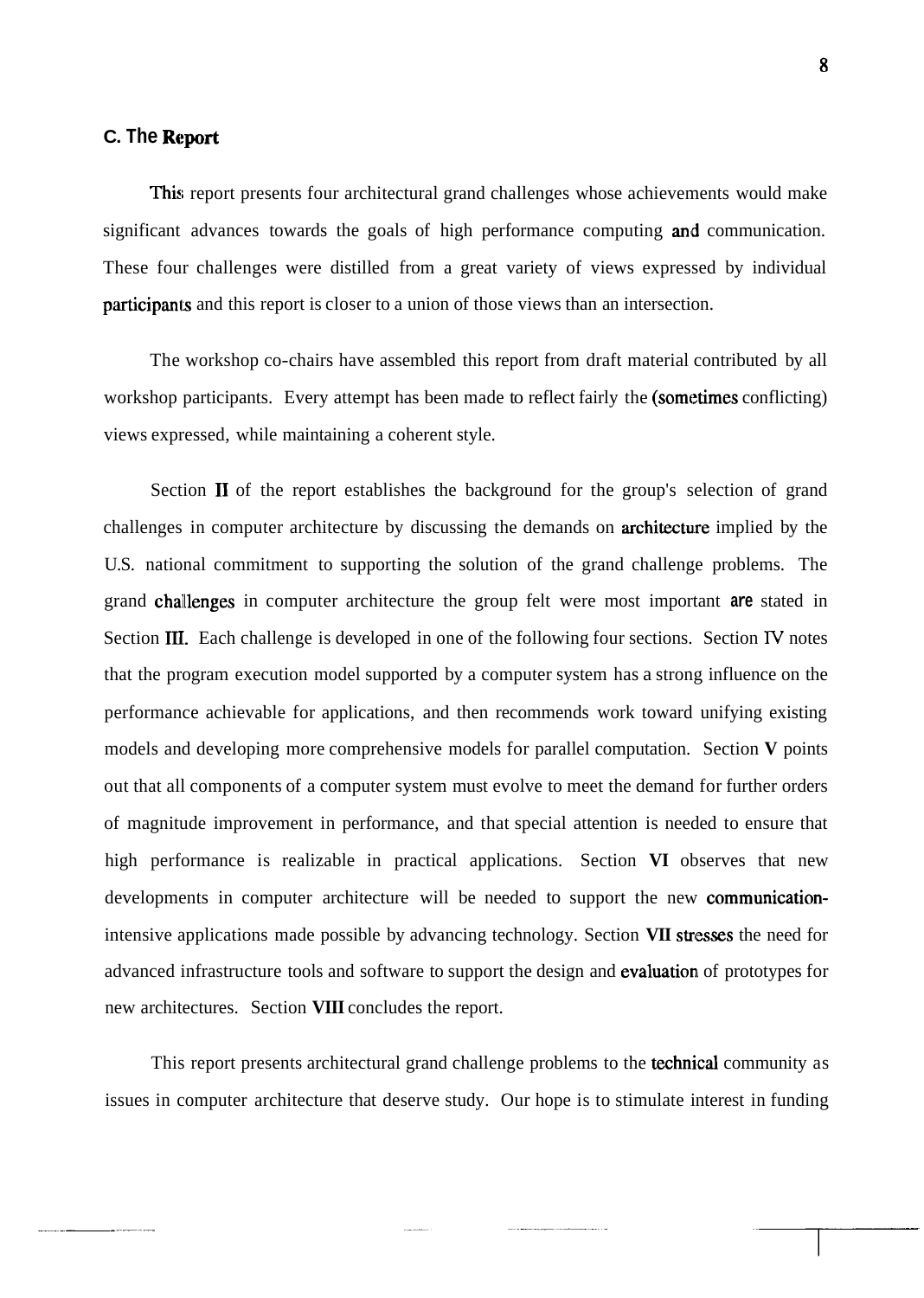## C. The Report

This report presents four architectural grand challenges whose achievements would make significant advances towards the goals of high performance computing and communication. These four challenges were distilled from a great variety of views expressed by individual participants and this report is closer to a union of those views than an intersection.

The workshop co-chairs have assembled this report from draft material contributed by all workshop participants. Every attempt has been made to reflect fairly the (sometimes conflicting) views expressed, while maintaining a coherent style.

Section II of the report establishes the background for the group's selection of grand challenges in computer architecture by discussing the demands on architecture implied by the U.S. national commitment to supporting the solution of the grand challenge problems. The grand challenges in computer architecture the group felt were most important are stated in Section III. Each challenge is developed in one of the following four sections. Section IV notes that the program execution model supported by a computer system has a strong influence on the performance achievable for applications, and then recommends work toward unifying existing models and developing more comprehensive models for parallel computation. Section **V** points out that all components of a computer system must evolve to meet the demand for further orders of magnitude improvement in performance, and that special attention is needed to ensure that high performance is realizable in practical applications. Section **VI** observes that new developments in computer architecture will be needed to support the new communication-intensive applications made possible by advancing technology. Section **VII** stresses the need for advanced infrastructure tools and software to support the design and evaluation of prototypes for new architectures. Section **VIII** concludes the report.

This report presents architectural grand challenge problems to the technical community as issues in computer architecture that deserve study. Our hope is to stimulate interest in funding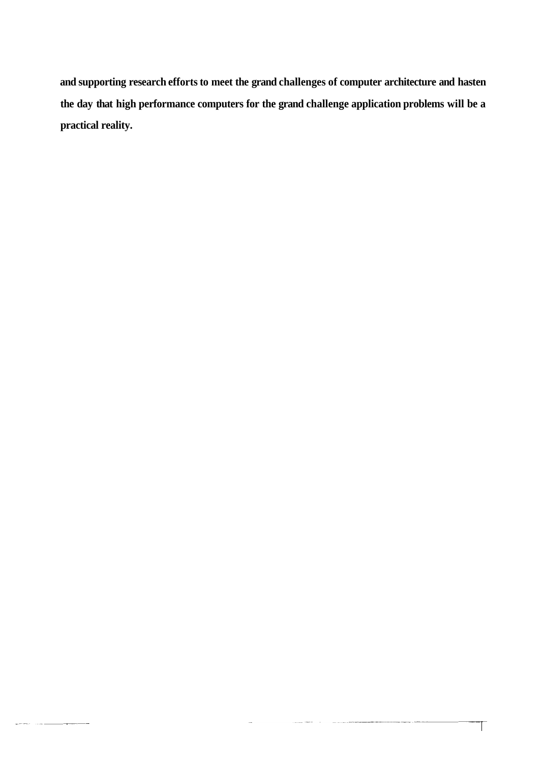**and supporting research efforts to meet the grand challenges of computer architecture and hasten the day that high performance computers for the grand challenge application problems will be a practical reality.**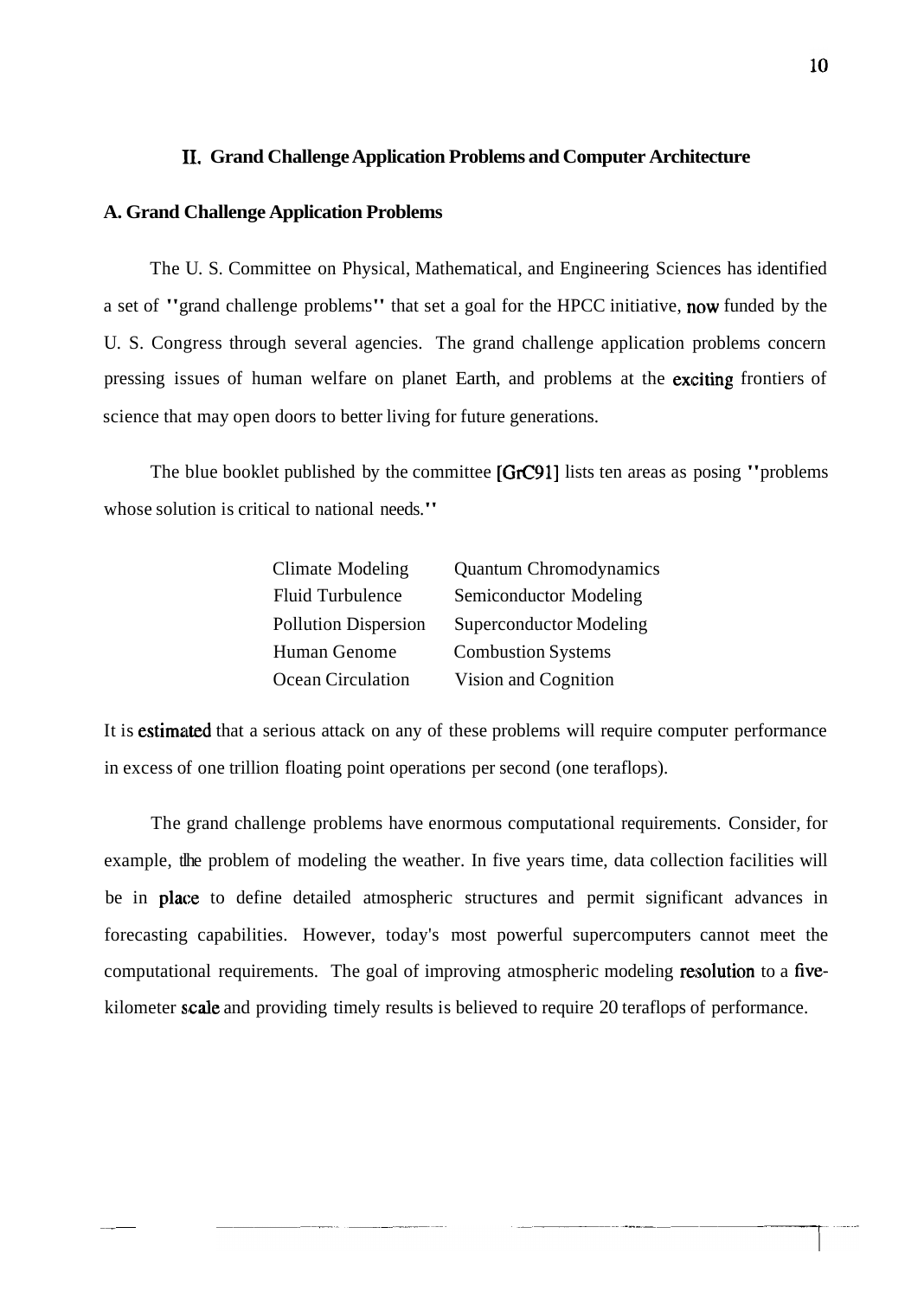## II. Grand Challenge Application Problems and Computer Architecture

### A. Grand Challenge Application Problems

The U. S. Committee on Physical, Mathematical, and Engineering Sciences has identified a set of "grand challenge problems" that set a goal for the HPCC initiative, now funded by the U. S. Congress through several agencies. The grand challenge application problems concern pressing issues of human welfare on planet Earth, and problems at the exciting frontiers of science that may open doors to better living for future generations.

The blue booklet published by the committee [GrC91] lists ten areas as posing "problems whose solution is critical to national needs."

| | |
|---|---|
| Climate Modeling | Quantum Chromodynamics |
| Fluid Turbulence | Semiconductor Modeling |
| Pollution Dispersion | Superconductor Modeling |
| Human Genome | Combustion Systems |
| Ocean Circulation | Vision and Cognition |

It is estimated that a serious attack on any of these problems will require computer performance in excess of one trillion floating point operations per second (one teraflops).

The grand challenge problems have enormous computational requirements. Consider, for example, the problem of modeling the weather. In five years time, data collection facilities will be in place to define detailed atmospheric structures and permit significant advances in forecasting capabilities. However, today's most powerful supercomputers cannot meet the computational requirements. The goal of improving atmospheric modeling resolution to a five-kilometer scale and providing timely results is believed to require 20 teraflops of performance.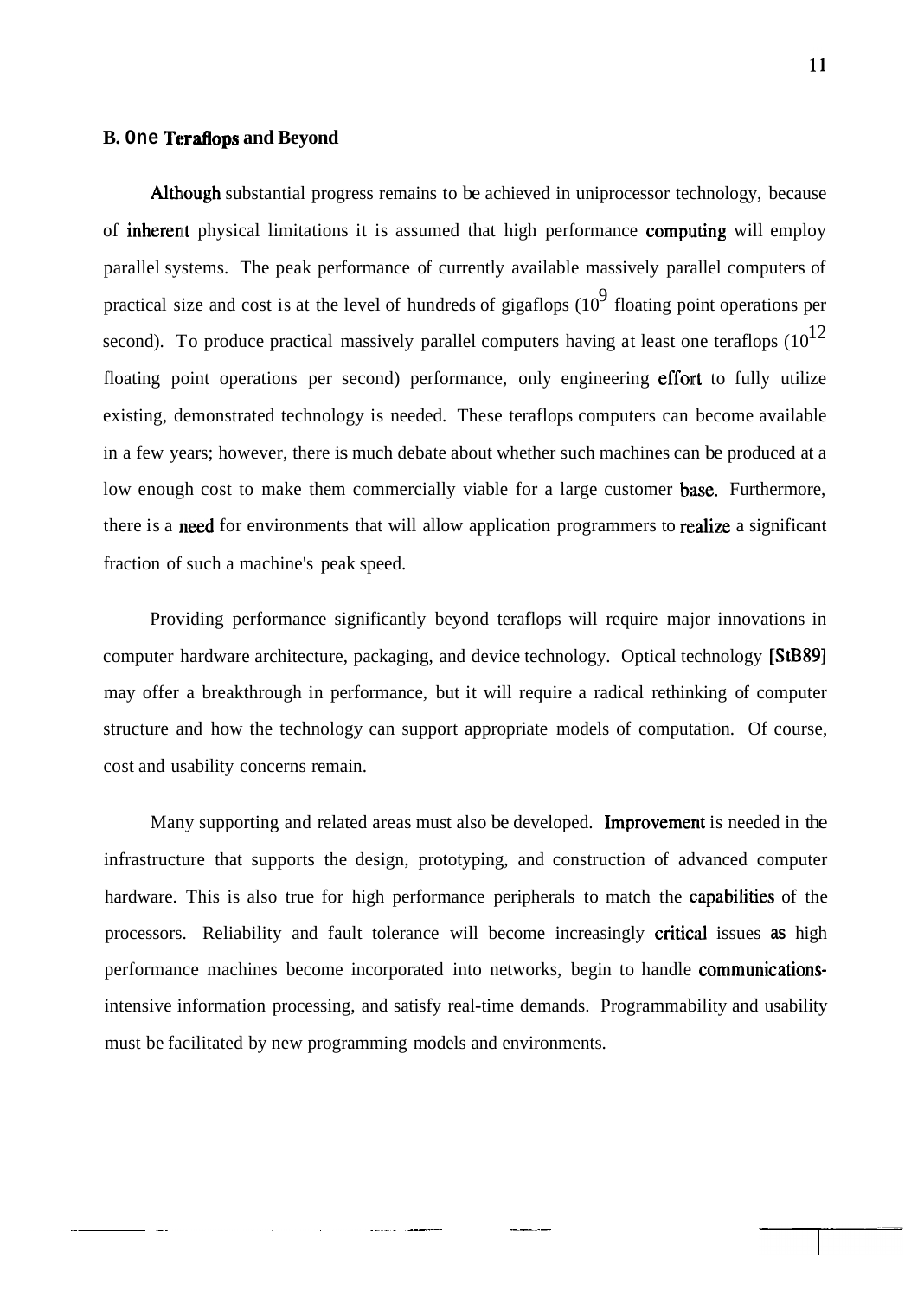### B. One Teraflops and Beyond

Although substantial progress remains to be achieved in uniprocessor technology, because of inherent physical limitations it is assumed that high performance computing will employ parallel systems. The peak performance of currently available massively parallel computers of practical size and cost is at the level of hundreds of gigaflops ($10^9$ floating point operations per second). To produce practical massively parallel computers having at least one teraflops ($10^{12}$ floating point operations per second) performance, only engineering effort to fully utilize existing, demonstrated technology is needed. These teraflops computers can become available in a few years; however, there is much debate about whether such machines can be produced at a low enough cost to make them commercially viable for a large customer base. Furthermore, there is a need for environments that will allow application programmers to realize a significant fraction of such a machine's peak speed.

Providing performance significantly beyond teraflops will require major innovations in computer hardware architecture, packaging, and device technology. Optical technology [StB89] may offer a breakthrough in performance, but it will require a radical rethinking of computer structure and how the technology can support appropriate models of computation. Of course, cost and usability concerns remain.

Many supporting and related areas must also be developed. Improvement is needed in the infrastructure that supports the design, prototyping, and construction of advanced computer hardware. This is also true for high performance peripherals to match the capabilities of the processors. Reliability and fault tolerance will become increasingly critical issues as high performance machines become incorporated into networks, begin to handle communications-intensive information processing, and satisfy real-time demands. Programmability and usability must be facilitated by new programming models and environments.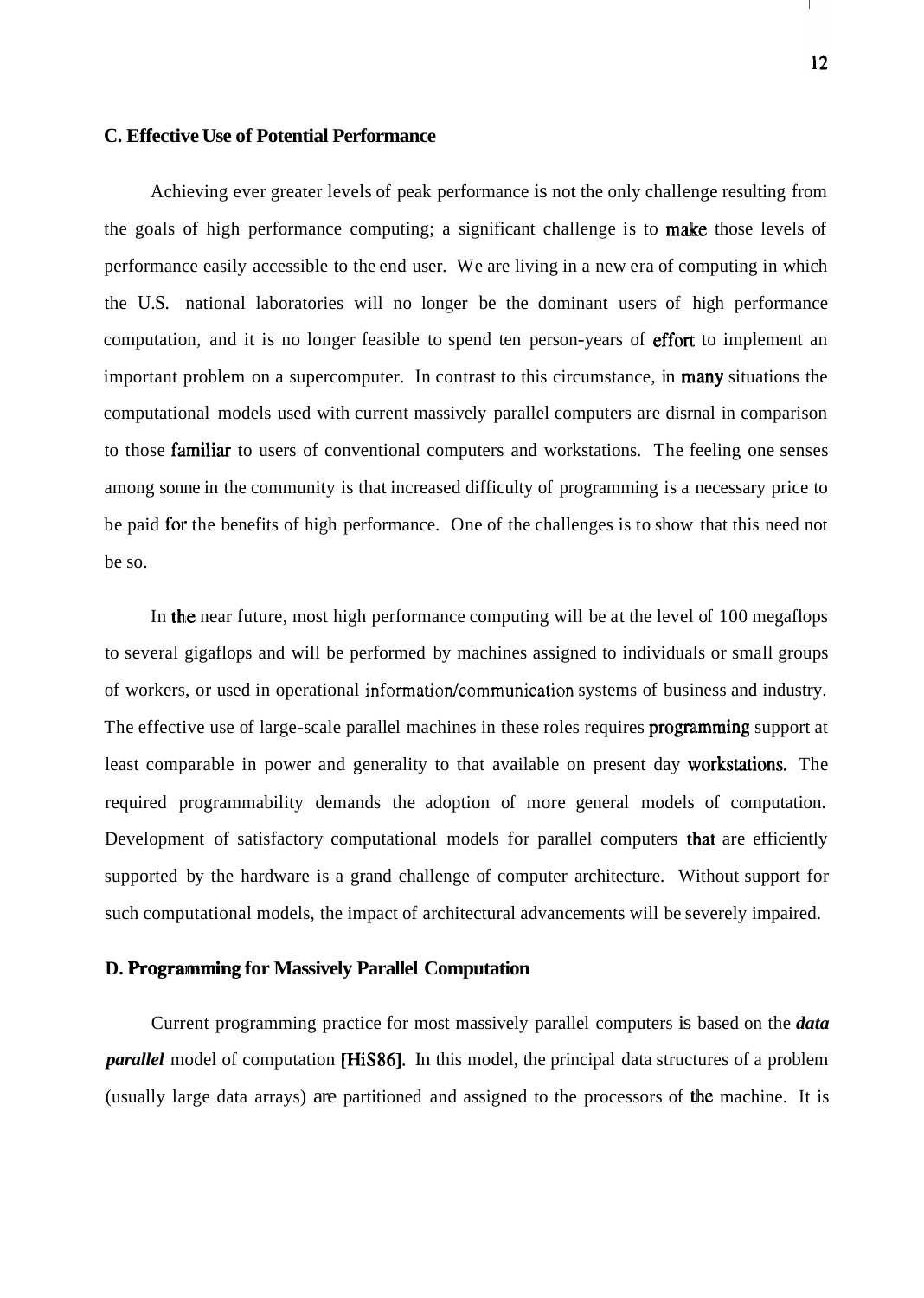### C. Effective Use of Potential Performance

Achieving ever greater levels of peak performance is not the only challenge resulting from the goals of high performance computing; a significant challenge is to make those levels of performance easily accessible to the end user. We are living in a new era of computing in which the U.S. national laboratories will no longer be the dominant users of high performance computation, and it is no longer feasible to spend ten person-years of effort to implement an important problem on a supercomputer. In contrast to this circumstance, in many situations the computational models used with current massively parallel computers are disrnal in comparison to those familiar to users of conventional computers and workstations. The feeling one senses among sonne in the community is that increased difficulty of programming is a necessary price to be paid for the benefits of high performance. One of the challenges is to show that this need not be so.

In the near future, most high performance computing will be at the level of 100 megaflops to several gigaflops and will be performed by machines assigned to individuals or small groups of workers, or used in operational information/communication systems of business and industry. The effective use of large-scale parallel machines in these roles requires programming support at least comparable in power and generality to that available on present day workstations. The required programmability demands the adoption of more general models of computation. Development of satisfactory computational models for parallel computers that are efficiently supported by the hardware is a grand challenge of computer architecture. Without support for such computational models, the impact of architectural advancements will be severely impaired.

### D. Programming for Massively Parallel Computation

Current programming practice for most massively parallel computers is based on the ***data parallel*** model of computation [HiS86]. In this model, the principal data structures of a problem (usually large data arrays) are partitioned and assigned to the processors of the machine. It is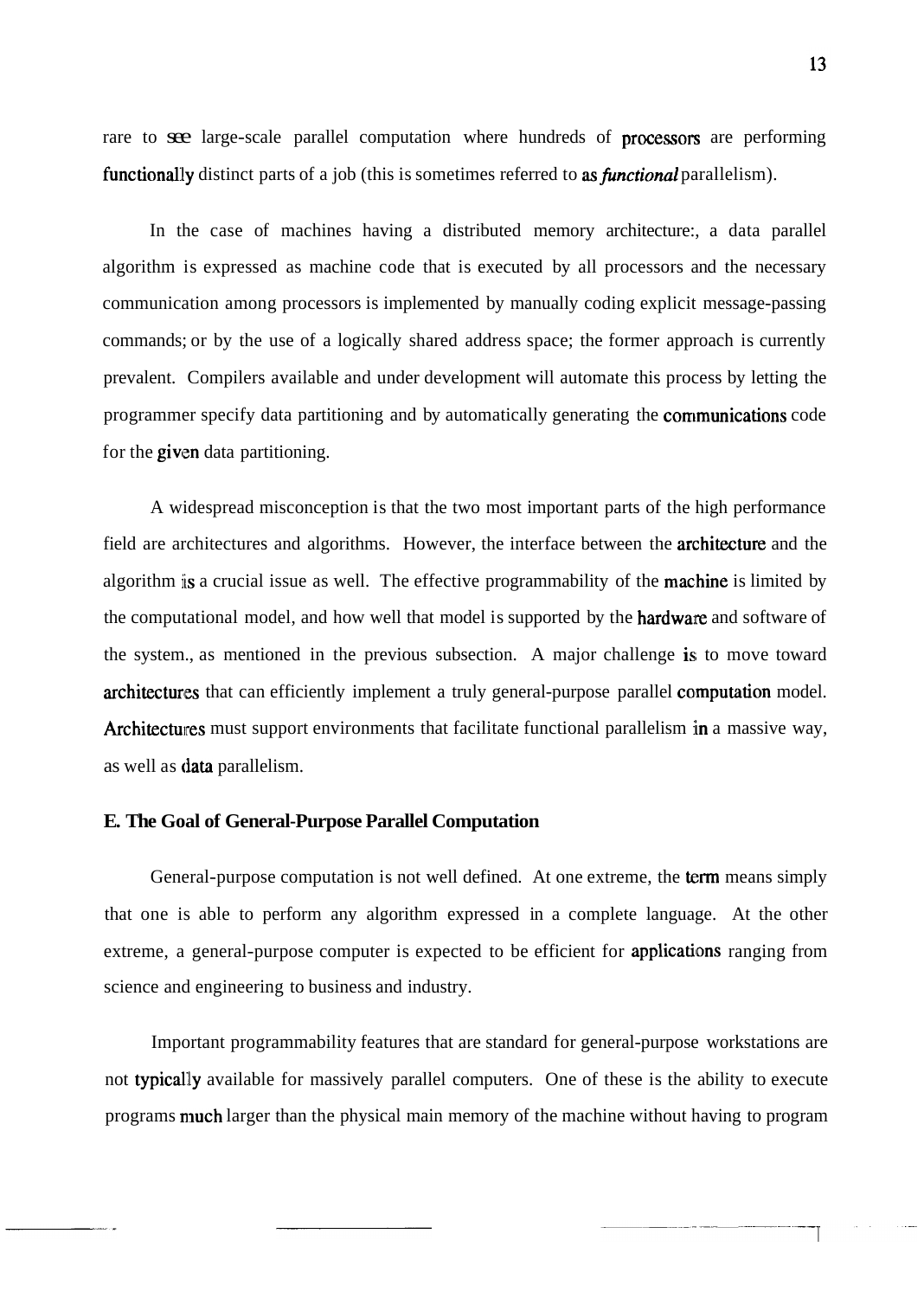rare to see large-scale parallel computation where hundreds of processors are performing functionally distinct parts of a job (this is sometimes referred to as *functional* parallelism).

In the case of machines having a distributed memory architecture:, a data parallel algorithm is expressed as machine code that is executed by all processors and the necessary communication among processors is implemented by manually coding explicit message-passing commands; or by the use of a logically shared address space; the former approach is currently prevalent. Compilers available and under development will automate this process by letting the programmer specify data partitioning and by automatically generating the communications code for the given data partitioning.

A widespread misconception is that the two most important parts of the high performance field are architectures and algorithms. However, the interface between the architecture and the algorithm is a crucial issue as well. The effective programmability of the machine is limited by the computational model, and how well that model is supported by the hardware and software of the system., as mentioned in the previous subsection. A major challenge is to move toward architectures that can efficiently implement a truly general-purpose parallel computation model. Architectures must support environments that facilitate functional parallelism in a massive way, as well as data parallelism.

### E. The Goal of General-Purpose Parallel Computation

General-purpose computation is not well defined. At one extreme, the term means simply that one is able to perform any algorithm expressed in a complete language. At the other extreme, a general-purpose computer is expected to be efficient for applications ranging from science and engineering to business and industry.

Important programmability features that are standard for general-purpose workstations are not typically available for massively parallel computers. One of these is the ability to execute programs much larger than the physical main memory of the machine without having to program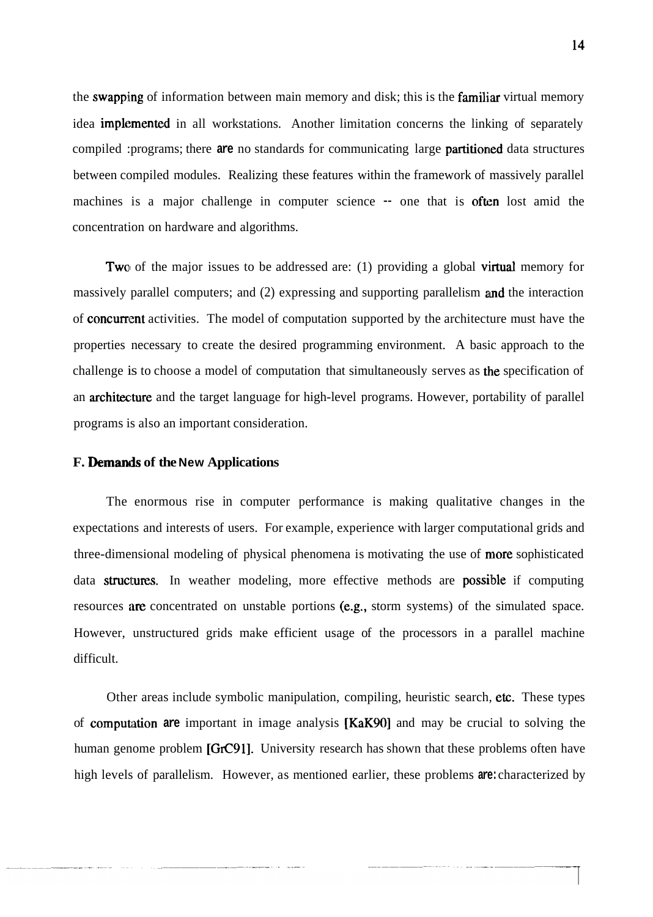the swapping of information between main memory and disk; this is the familiar virtual memory idea implemented in all workstations. Another limitation concerns the linking of separately compiled programs; there are no standards for communicating large partitioned data structures between compiled modules. Realizing these features within the framework of massively parallel machines is a major challenge in computer science -- one that is often lost amid the concentration on hardware and algorithms.

Two of the major issues to be addressed are: (1) providing a global virtual memory for massively parallel computers; and (2) expressing and supporting parallelism and the interaction of concurrent activities. The model of computation supported by the architecture must have the properties necessary to create the desired programming environment. A basic approach to the challenge is to choose a model of computation that simultaneously serves as the specification of an architecture and the target language for high-level programs. However, portability of parallel programs is also an important consideration.

### F. Demands of the New Applications

The enormous rise in computer performance is making qualitative changes in the expectations and interests of users. For example, experience with larger computational grids and three-dimensional modeling of physical phenomena is motivating the use of more sophisticated data structures. In weather modeling, more effective methods are possible if computing resources are concentrated on unstable portions (e.g., storm systems) of the simulated space. However, unstructured grids make efficient usage of the processors in a parallel machine difficult.

Other areas include symbolic manipulation, compiling, heuristic search, etc. These types of computation are important in image analysis [KaK90] and may be crucial to solving the human genome problem [GrC91]. University research has shown that these problems often have high levels of parallelism. However, as mentioned earlier, these problems are characterized by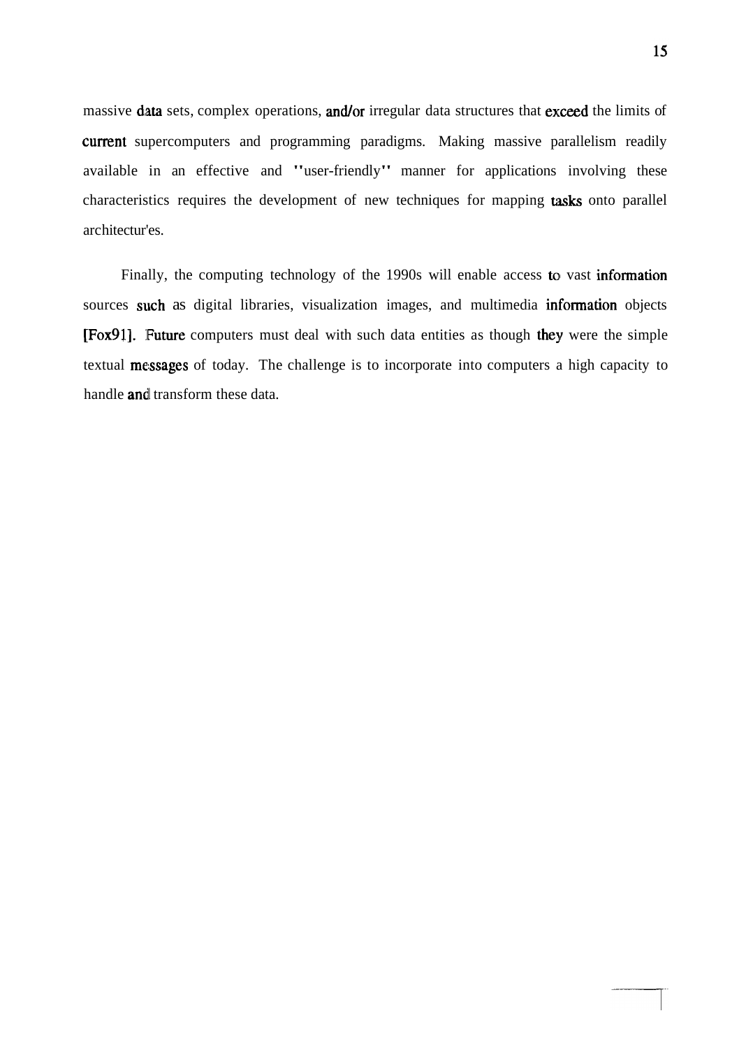massive data sets, complex operations, and/or irregular data structures that exceed the limits of current supercomputers and programming paradigms. Making massive parallelism readily available in an effective and "user-friendly" manner for applications involving these characteristics requires the development of new techniques for mapping tasks onto parallel architectur'es.

Finally, the computing technology of the 1990s will enable access to vast information sources such as digital libraries, visualization images, and multimedia information objects [Fox91]. Future computers must deal with such data entities as though they were the simple textual messages of today. The challenge is to incorporate into computers a high capacity to handle and transform these data.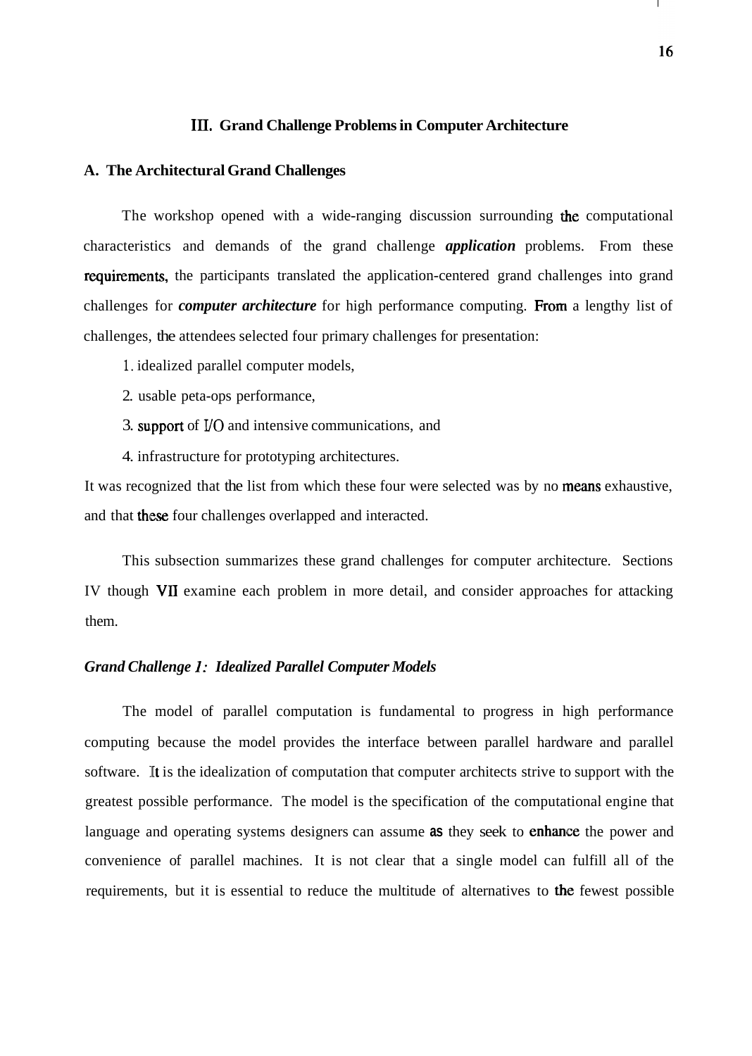## III. Grand Challenge Problems in Computer Architecture

### A. The Architectural Grand Challenges

The workshop opened with a wide-ranging discussion surrounding the computational characteristics and demands of the grand challenge ***application*** problems. From these requirements, the participants translated the application-centered grand challenges into grand challenges for ***computer architecture*** for high performance computing. From a lengthy list of challenges, the attendees selected four primary challenges for presentation:

1. idealized parallel computer models,
2. usable peta-ops performance,
3. support of I/O and intensive communications, and
4. infrastructure for prototyping architectures.

It was recognized that the list from which these four were selected was by no means exhaustive, and that these four challenges overlapped and interacted.

This subsection summarizes these grand challenges for computer architecture. Sections IV though VII examine each problem in more detail, and consider approaches for attacking them.

#### *Grand Challenge 1: Idealized Parallel Computer Models*

The model of parallel computation is fundamental to progress in high performance computing because the model provides the interface between parallel hardware and parallel software. It is the idealization of computation that computer architects strive to support with the greatest possible performance. The model is the specification of the computational engine that language and operating systems designers can assume as they seek to enhance the power and convenience of parallel machines. It is not clear that a single model can fulfill all of the requirements, but it is essential to reduce the multitude of alternatives to the fewest possible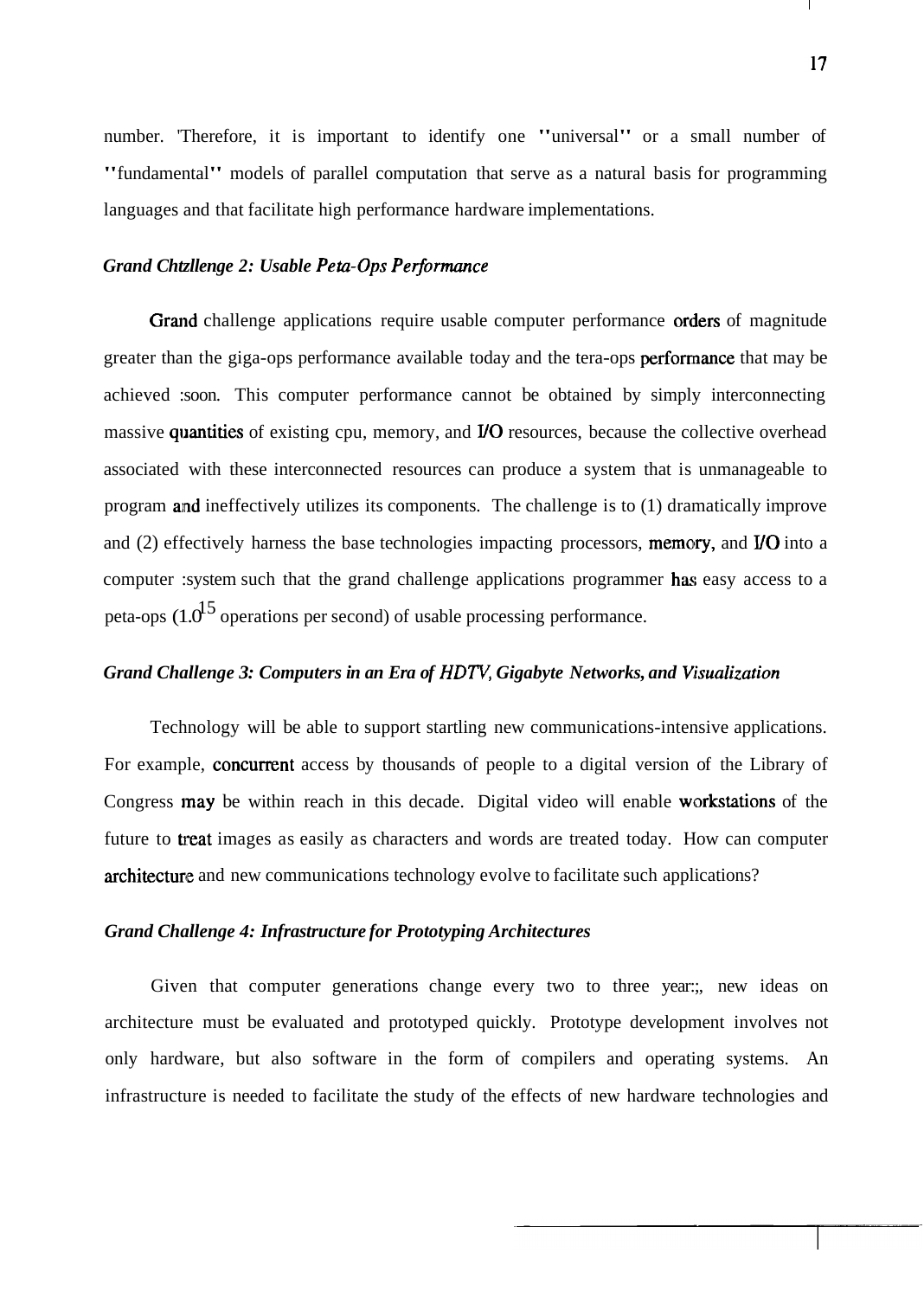number. Therefore, it is important to identify one "universal" or a small number of "fundamental" models of parallel computation that serve as a natural basis for programming languages and that facilitate high performance hardware implementations.

### *Grand Challenge 2: Usable Peta-Ops Performance*

Grand challenge applications require usable computer performance orders of magnitude greater than the giga-ops performance available today and the tera-ops performance that may be achieved soon. This computer performance cannot be obtained by simply interconnecting massive quantities of existing cpu, memory, and I/O resources, because the collective overhead associated with these interconnected resources can produce a system that is unmanageable to program and ineffectively utilizes its components. The challenge is to (1) dramatically improve and (2) effectively harness the base technologies impacting processors, memory, and I/O into a computer system such that the grand challenge applications programmer has easy access to a peta-ops ($10^{15}$ operations per second) of usable processing performance.

### *Grand Challenge 3: Computers in an Era of HDTV, Gigabyte Networks, and Visualization*

Technology will be able to support startling new communications-intensive applications. For example, concurrent access by thousands of people to a digital version of the Library of Congress may be within reach in this decade. Digital video will enable workstations of the future to treat images as easily as characters and words are treated today. How can computer architecture and new communications technology evolve to facilitate such applications?

### *Grand Challenge 4: Infrastructure for Prototyping Architectures*

Given that computer generations change every two to three years, new ideas on architecture must be evaluated and prototyped quickly. Prototype development involves not only hardware, but also software in the form of compilers and operating systems. An infrastructure is needed to facilitate the study of the effects of new hardware technologies and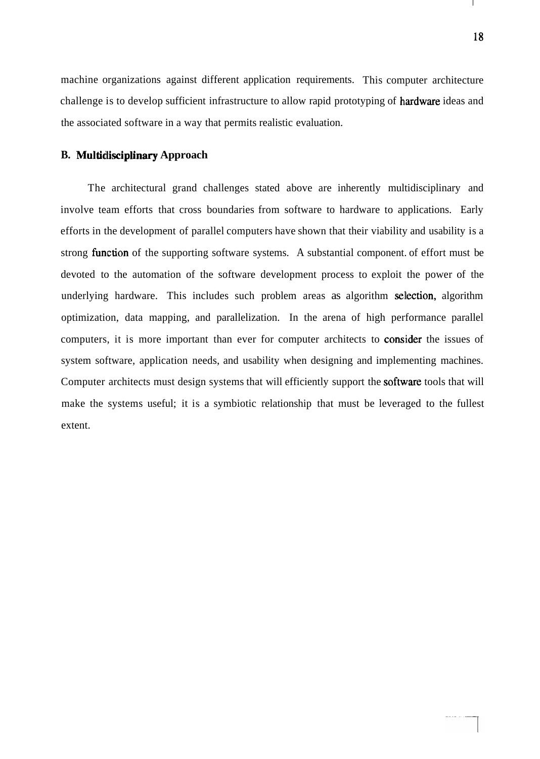machine organizations against different application requirements. This computer architecture challenge is to develop sufficient infrastructure to allow rapid prototyping of hardware ideas and the associated software in a way that permits realistic evaluation.

### B. Multidisciplinary Approach

The architectural grand challenges stated above are inherently multidisciplinary and involve team efforts that cross boundaries from software to hardware to applications. Early efforts in the development of parallel computers have shown that their viability and usability is a strong function of the supporting software systems. A substantial component. of effort must be devoted to the automation of the software development process to exploit the power of the underlying hardware. This includes such problem areas as algorithm selection, algorithm optimization, data mapping, and parallelization. In the arena of high performance parallel computers, it is more important than ever for computer architects to consider the issues of system software, application needs, and usability when designing and implementing machines. Computer architects must design systems that will efficiently support the software tools that will make the systems useful; it is a symbiotic relationship that must be leveraged to the fullest extent.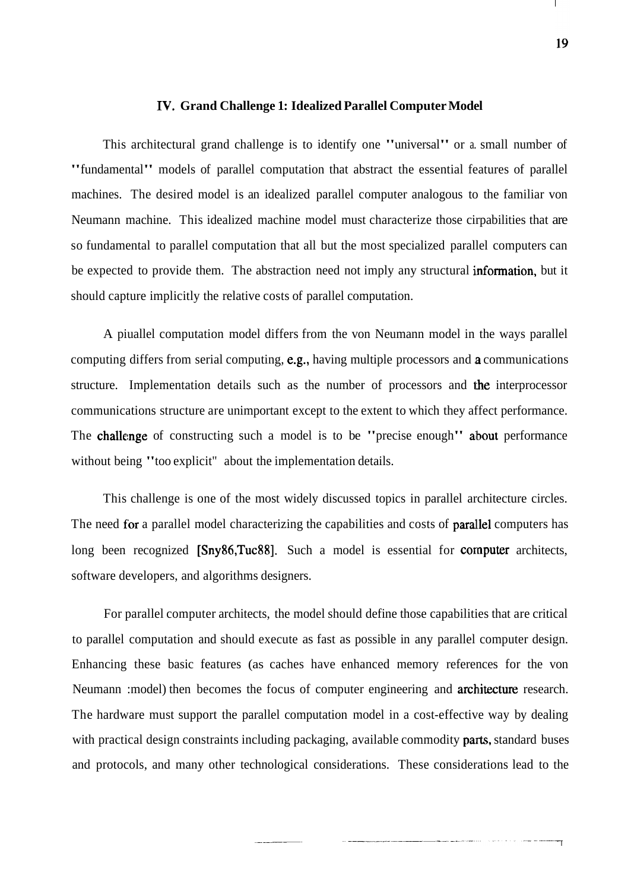## IV. Grand Challenge 1: Idealized Parallel Computer Model

This architectural grand challenge is to identify one "universal" or a small number of "fundamental" models of parallel computation that abstract the essential features of parallel machines. The desired model is an idealized parallel computer analogous to the familiar von Neumann machine. This idealized machine model must characterize those cirpabilities that are so fundamental to parallel computation that all but the most specialized parallel computers can be expected to provide them. The abstraction need not imply any structural information, but it should capture implicitly the relative costs of parallel computation.

A piuallel computation model differs from the von Neumann model in the ways parallel computing differs from serial computing, e.g., having multiple processors and a communications structure. Implementation details such as the number of processors and the interprocessor communications structure are unimportant except to the extent to which they affect performance. The challenge of constructing such a model is to be "precise enough" about performance without being "too explicit" about the implementation details.

This challenge is one of the most widely discussed topics in parallel architecture circles. The need for a parallel model characterizing the capabilities and costs of parallel computers has long been recognized [Sny86,Tuc88]. Such a model is essential for computer architects, software developers, and algorithms designers.

For parallel computer architects, the model should define those capabilities that are critical to parallel computation and should execute as fast as possible in any parallel computer design. Enhancing these basic features (as caches have enhanced memory references for the von Neumann :model) then becomes the focus of computer engineering and architecture research. The hardware must support the parallel computation model in a cost-effective way by dealing with practical design constraints including packaging, available commodity parts, standard buses and protocols, and many other technological considerations. These considerations lead to the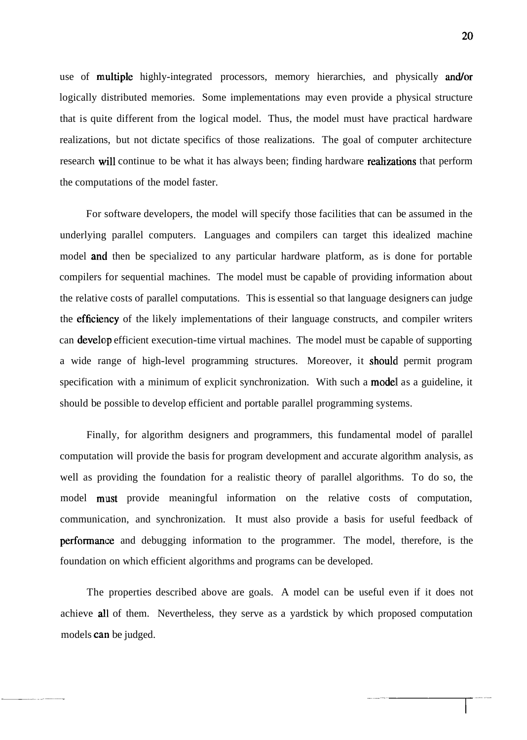use of multiple highly-integrated processors, memory hierarchies, and physically and/or logically distributed memories. Some implementations may even provide a physical structure that is quite different from the logical model. Thus, the model must have practical hardware realizations, but not dictate specifics of those realizations. The goal of computer architecture research will continue to be what it has always been; finding hardware realizations that perform the computations of the model faster.

For software developers, the model will specify those facilities that can be assumed in the underlying parallel computers. Languages and compilers can target this idealized machine model and then be specialized to any particular hardware platform, as is done for portable compilers for sequential machines. The model must be capable of providing information about the relative costs of parallel computations. This is essential so that language designers can judge the efficiency of the likely implementations of their language constructs, and compiler writers can develop efficient execution-time virtual machines. The model must be capable of supporting a wide range of high-level programming structures. Moreover, it should permit program specification with a minimum of explicit synchronization. With such a model as a guideline, it should be possible to develop efficient and portable parallel programming systems.

Finally, for algorithm designers and programmers, this fundamental model of parallel computation will provide the basis for program development and accurate algorithm analysis, as well as providing the foundation for a realistic theory of parallel algorithms. To do so, the model must provide meaningful information on the relative costs of computation, communication, and synchronization. It must also provide a basis for useful feedback of performance and debugging information to the programmer. The model, therefore, is the foundation on which efficient algorithms and programs can be developed.

The properties described above are goals. A model can be useful even if it does not achieve all of them. Nevertheless, they serve as a yardstick by which proposed computation models can be judged.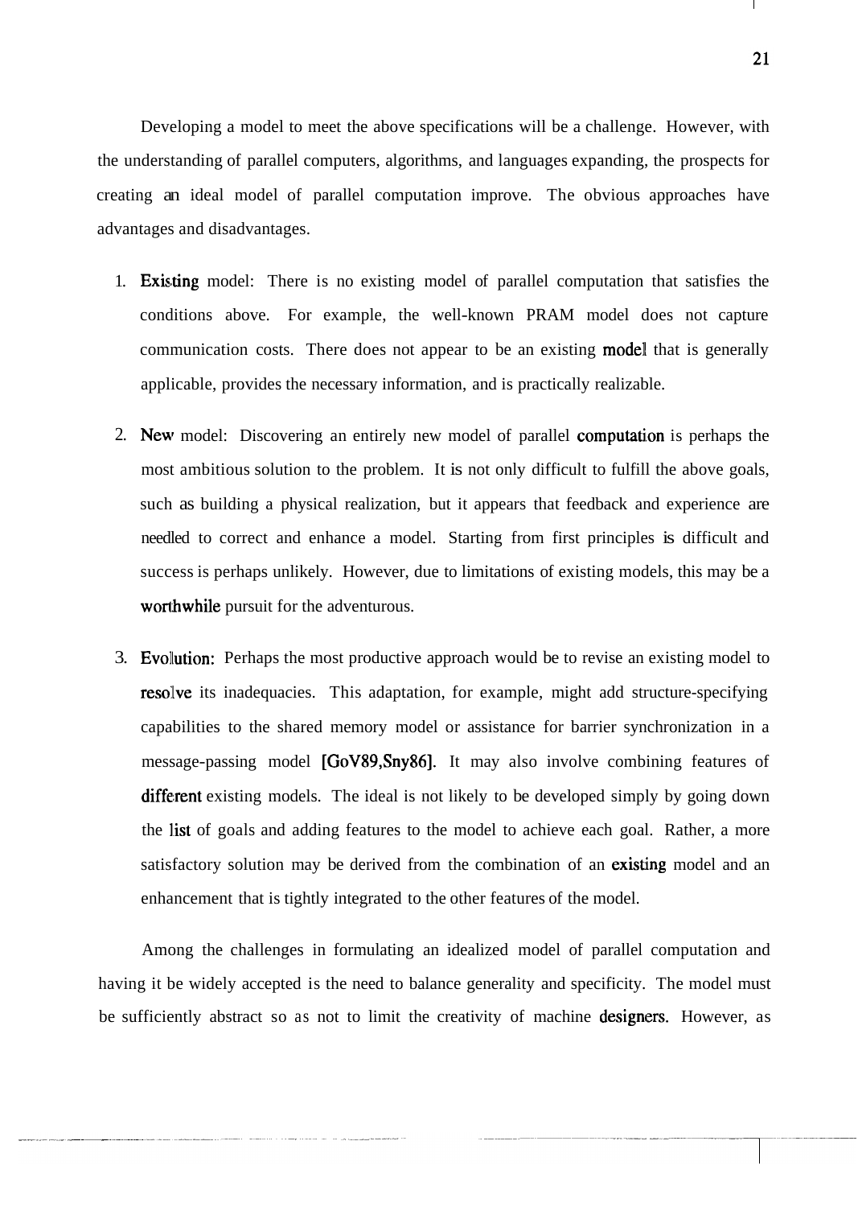Developing a model to meet the above specifications will be a challenge. However, with the understanding of parallel computers, algorithms, and languages expanding, the prospects for creating an ideal model of parallel computation improve. The obvious approaches have advantages and disadvantages.

1. Existing model: There is no existing model of parallel computation that satisfies the conditions above. For example, the well-known PRAM model does not capture communication costs. There does not appear to be an existing model that is generally applicable, provides the necessary information, and is practically realizable.

2. New model: Discovering an entirely new model of parallel computation is perhaps the most ambitious solution to the problem. It is not only difficult to fulfill the above goals, such as building a physical realization, but it appears that feedback and experience are needed to correct and enhance a model. Starting from first principles is difficult and success is perhaps unlikely. However, due to limitations of existing models, this may be a worthwhile pursuit for the adventurous.

3. Evolution: Perhaps the most productive approach would be to revise an existing model to resolve its inadequacies. This adaptation, for example, might add structure-specifying capabilities to the shared memory model or assistance for barrier synchronization in a message-passing model [GoV89,Sny86]. It may also involve combining features of different existing models. The ideal is not likely to be developed simply by going down the list of goals and adding features to the model to achieve each goal. Rather, a more satisfactory solution may be derived from the combination of an existing model and an enhancement that is tightly integrated to the other features of the model.

Among the challenges in formulating an idealized model of parallel computation and having it be widely accepted is the need to balance generality and specificity. The model must be sufficiently abstract so as not to limit the creativity of machine designers. However, as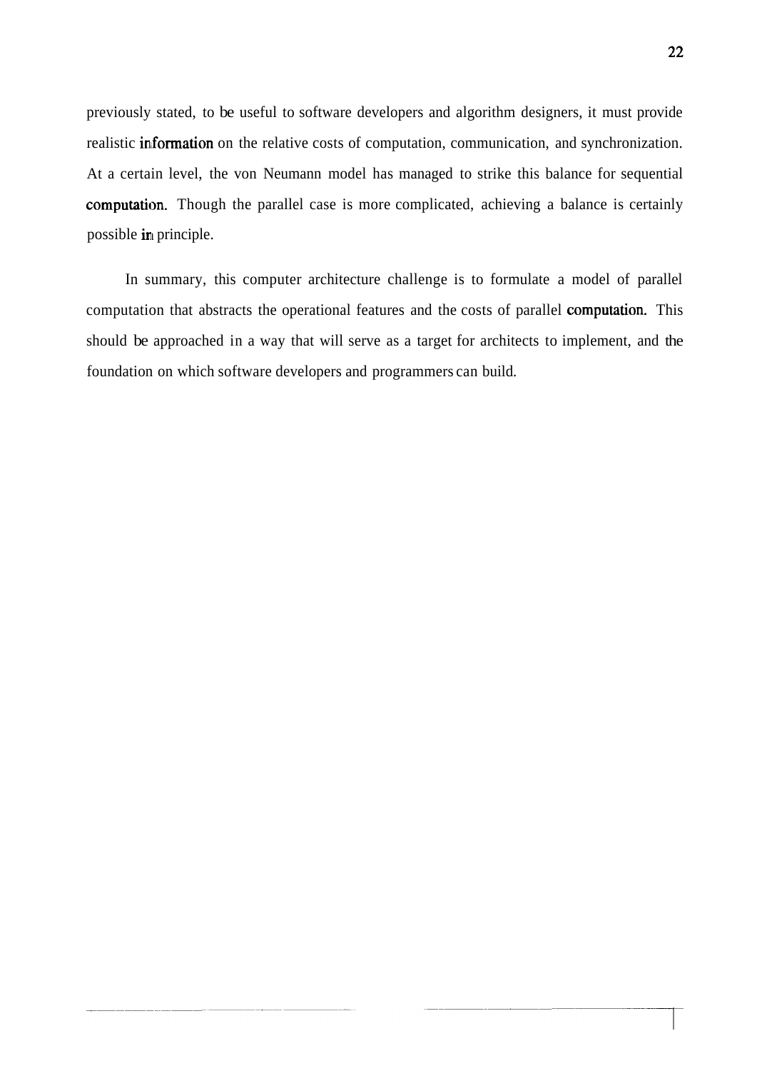previously stated, to be useful to software developers and algorithm designers, it must provide realistic information on the relative costs of computation, communication, and synchronization. At a certain level, the von Neumann model has managed to strike this balance for sequential computation. Though the parallel case is more complicated, achieving a balance is certainly possible in principle.

In summary, this computer architecture challenge is to formulate a model of parallel computation that abstracts the operational features and the costs of parallel computation. This should be approached in a way that will serve as a target for architects to implement, and the foundation on which software developers and programmers can build.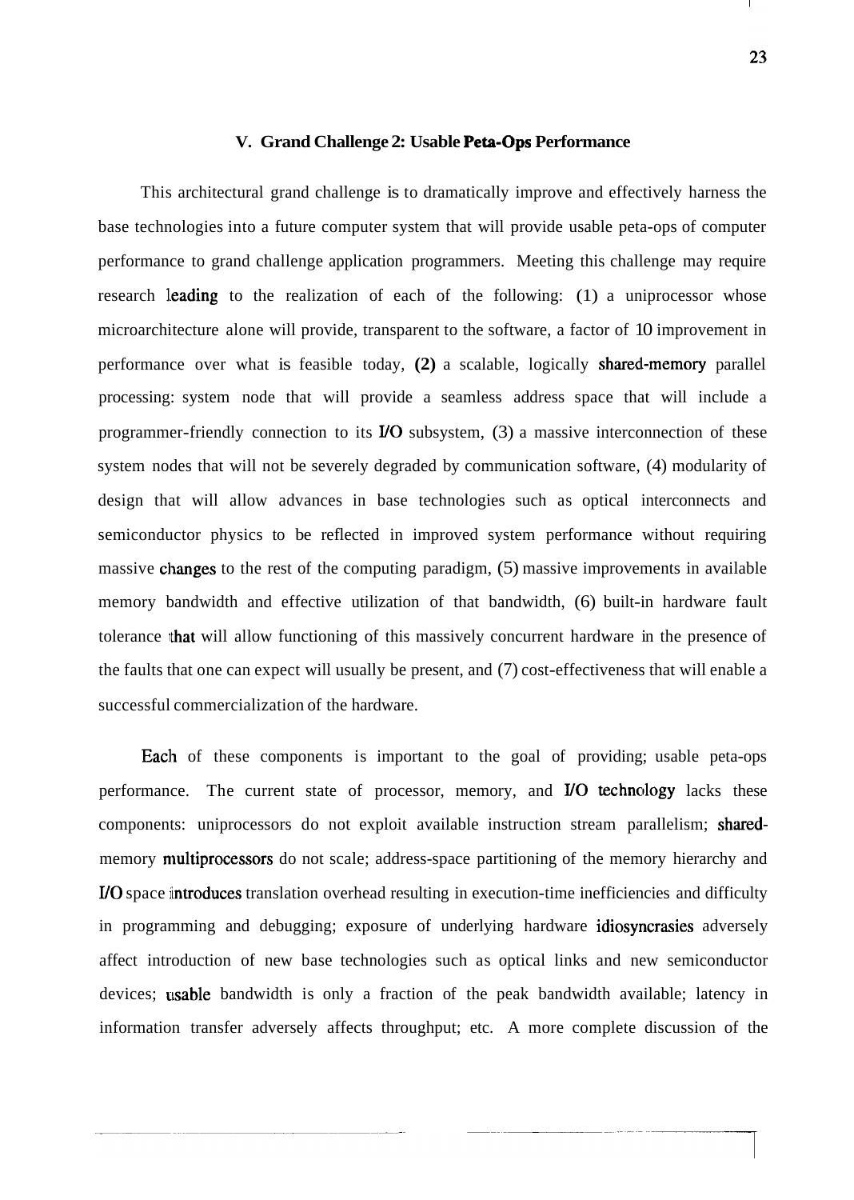## V. Grand Challenge 2: Usable Peta-Ops Performance

This architectural grand challenge is to dramatically improve and effectively harness the base technologies into a future computer system that will provide usable peta-ops of computer performance to grand challenge application programmers. Meeting this challenge may require research leading to the realization of each of the following: (1) a uniprocessor whose microarchitecture alone will provide, transparent to the software, a factor of 10 improvement in performance over what is feasible today, **(2)** a scalable, logically shared-memory parallel processing: system node that will provide a seamless address space that will include a programmer-friendly connection to its I/O subsystem, (3) a massive interconnection of these system nodes that will not be severely degraded by communication software, (4) modularity of design that will allow advances in base technologies such as optical interconnects and semiconductor physics to be reflected in improved system performance without requiring massive changes to the rest of the computing paradigm, (5) massive improvements in available memory bandwidth and effective utilization of that bandwidth, (6) built-in hardware fault tolerance that will allow functioning of this massively concurrent hardware in the presence of the faults that one can expect will usually be present, and (7) cost-effectiveness that will enable a successful commercialization of the hardware.

Each of these components is important to the goal of providing; usable peta-ops performance. The current state of processor, memory, and I/O technology lacks these components: uniprocessors do not exploit available instruction stream parallelism; shared-memory multiprocessors do not scale; address-space partitioning of the memory hierarchy and I/O space introduces translation overhead resulting in execution-time inefficiencies and difficulty in programming and debugging; exposure of underlying hardware idiosyncrasies adversely affect introduction of new base technologies such as optical links and new semiconductor devices; usable bandwidth is only a fraction of the peak bandwidth available; latency in information transfer adversely affects throughput; etc. A more complete discussion of the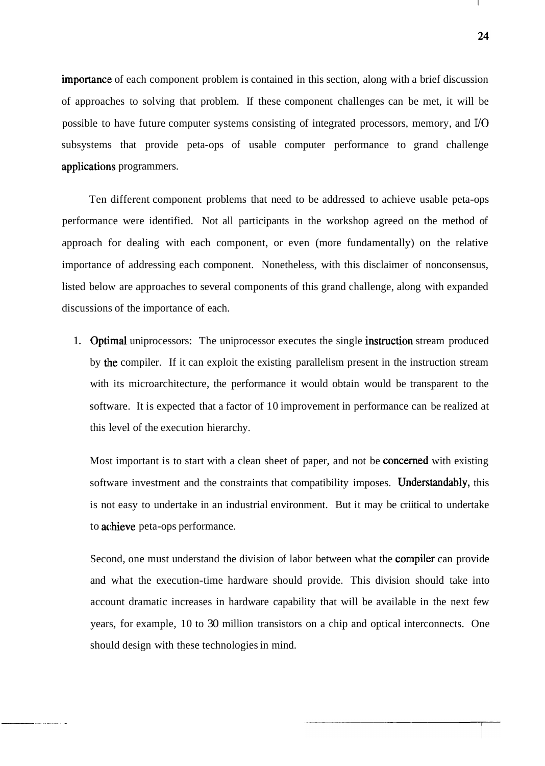importance of each component problem is contained in this section, along with a brief discussion of approaches to solving that problem. If these component challenges can be met, it will be possible to have future computer systems consisting of integrated processors, memory, and I/O subsystems that provide peta-ops of usable computer performance to grand challenge applications programmers.

Ten different component problems that need to be addressed to achieve usable peta-ops performance were identified. Not all participants in the workshop agreed on the method of approach for dealing with each component, or even (more fundamentally) on the relative importance of addressing each component. Nonetheless, with this disclaimer of nonconsensus, listed below are approaches to several components of this grand challenge, along with expanded discussions of the importance of each.

1. Optimal uniprocessors: The uniprocessor executes the single instruction stream produced by the compiler. If it can exploit the existing parallelism present in the instruction stream with its microarchitecture, the performance it would obtain would be transparent to the software. It is expected that a factor of 10 improvement in performance can be realized at this level of the execution hierarchy.

   Most important is to start with a clean sheet of paper, and not be concerned with existing software investment and the constraints that compatibility imposes. Understandably, this is not easy to undertake in an industrial environment. But it may be criitical to undertake to achieve peta-ops performance.

   Second, one must understand the division of labor between what the compiler can provide and what the execution-time hardware should provide. This division should take into account dramatic increases in hardware capability that will be available in the next few years, for example, 10 to 30 million transistors on a chip and optical interconnects. One should design with these technologies in mind.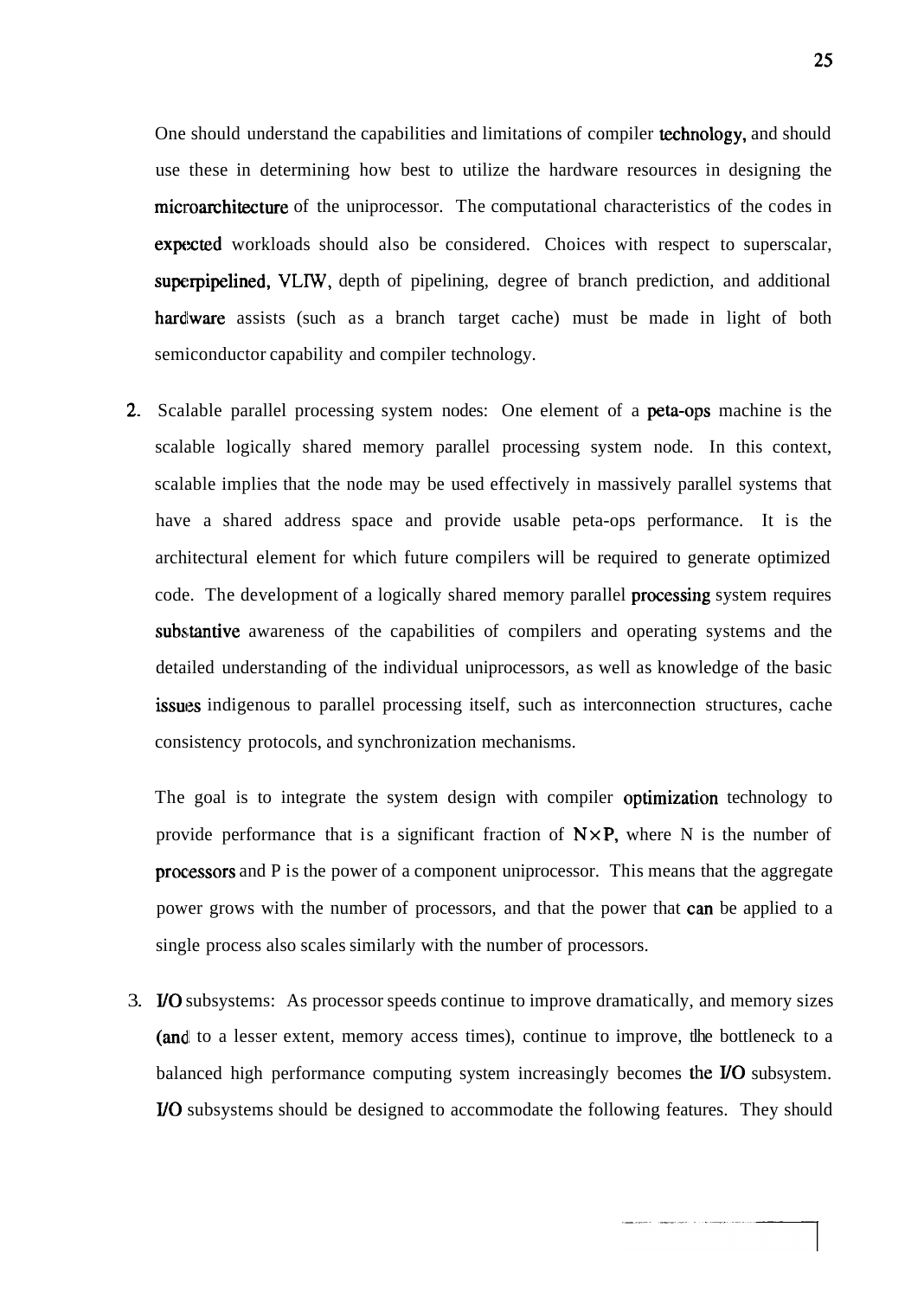One should understand the capabilities and limitations of compiler technology, and should use these in determining how best to utilize the hardware resources in designing the microarchitecture of the uniprocessor. The computational characteristics of the codes in expected workloads should also be considered. Choices with respect to superscalar, superpipelined, VLIW, depth of pipelining, degree of branch prediction, and additional hardware assists (such as a branch target cache) must be made in light of both semiconductor capability and compiler technology.

2. Scalable parallel processing system nodes: One element of a peta-ops machine is the scalable logically shared memory parallel processing system node. In this context, scalable implies that the node may be used effectively in massively parallel systems that have a shared address space and provide usable peta-ops performance. It is the architectural element for which future compilers will be required to generate optimized code. The development of a logically shared memory parallel processing system requires substantive awareness of the capabilities of compilers and operating systems and the detailed understanding of the individual uniprocessors, as well as knowledge of the basic issues indigenous to parallel processing itself, such as interconnection structures, cache consistency protocols, and synchronization mechanisms.

   The goal is to integrate the system design with compiler optimization technology to provide performance that is a significant fraction of $N \times P$, where N is the number of processors and P is the power of a component uniprocessor. This means that the aggregate power grows with the number of processors, and that the power that can be applied to a single process also scales similarly with the number of processors.

3. I/O subsystems: As processor speeds continue to improve dramatically, and memory sizes (and to a lesser extent, memory access times), continue to improve, the bottleneck to a balanced high performance computing system increasingly becomes the I/O subsystem. I/O subsystems should be designed to accommodate the following features. They should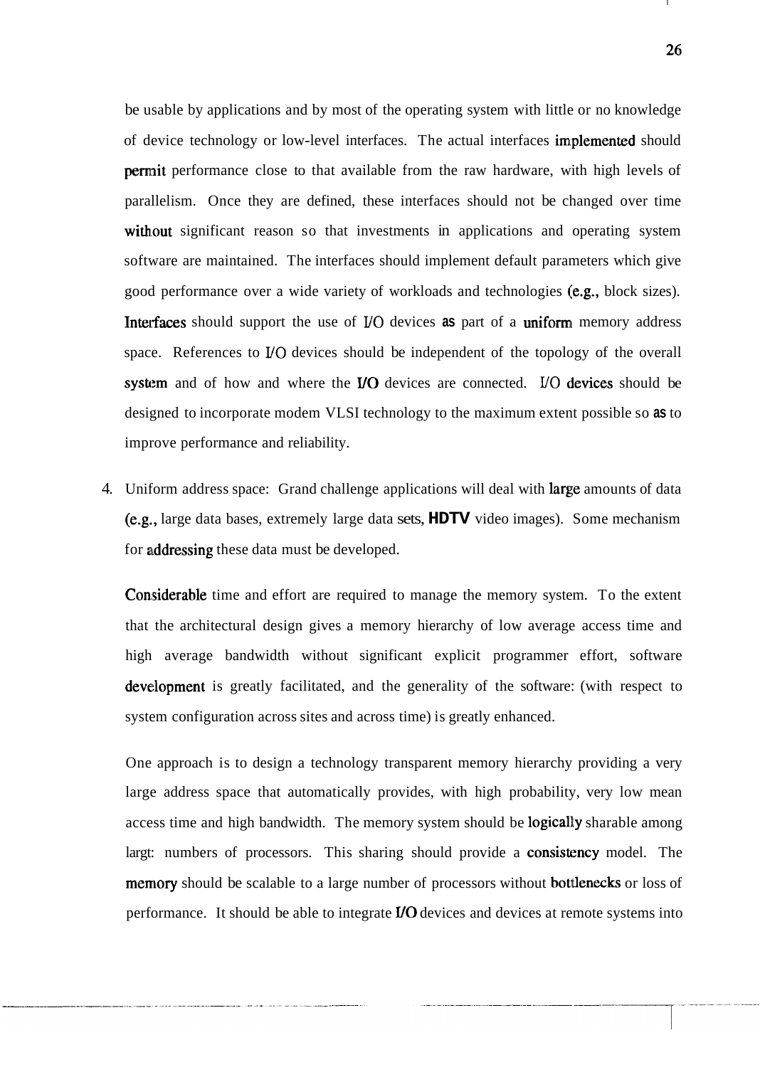be usable by applications and by most of the operating system with little or no knowledge of device technology or low-level interfaces. The actual interfaces implemented should permit performance close to that available from the raw hardware, with high levels of parallelism. Once they are defined, these interfaces should not be changed over time without significant reason so that investments in applications and operating system software are maintained. The interfaces should implement default parameters which give good performance over a wide variety of workloads and technologies (e.g., block sizes). Interfaces should support the use of I/O devices as part of a uniform memory address space. References to I/O devices should be independent of the topology of the overall system and of how and where the I/O devices are connected. I/O devices should be designed to incorporate modem VLSI technology to the maximum extent possible so as to improve performance and reliability.

4. Uniform address space: Grand challenge applications will deal with large amounts of data (e.g., large data bases, extremely large data sets, HDTV video images). Some mechanism for addressing these data must be developed.

   Considerable time and effort are required to manage the memory system. To the extent that the architectural design gives a memory hierarchy of low average access time and high average bandwidth without significant explicit programmer effort, software development is greatly facilitated, and the generality of the software: (with respect to system configuration across sites and across time) is greatly enhanced.

   One approach is to design a technology transparent memory hierarchy providing a very large address space that automatically provides, with high probability, very low mean access time and high bandwidth. The memory system should be logically sharable among largt: numbers of processors. This sharing should provide a consistency model. The memory should be scalable to a large number of processors without bottlenecks or loss of performance. It should be able to integrate I/O devices and devices at remote systems into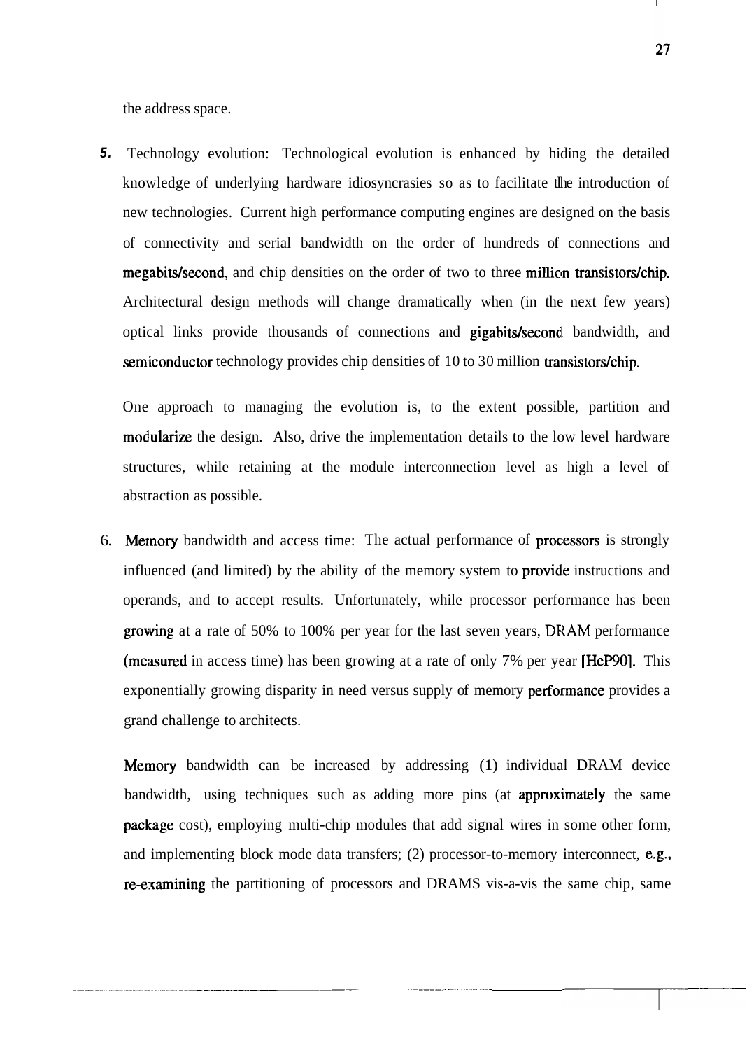the address space.

5. Technology evolution: Technological evolution is enhanced by hiding the detailed knowledge of underlying hardware idiosyncrasies so as to facilitate the introduction of new technologies. Current high performance computing engines are designed on the basis of connectivity and serial bandwidth on the order of hundreds of connections and megabits/second, and chip densities on the order of two to three million transistors/chip. Architectural design methods will change dramatically when (in the next few years) optical links provide thousands of connections and gigabits/second bandwidth, and semiconductor technology provides chip densities of 10 to 30 million transistors/chip.

   One approach to managing the evolution is, to the extent possible, partition and modularize the design. Also, drive the implementation details to the low level hardware structures, while retaining at the module interconnection level as high a level of abstraction as possible.

6. Memory bandwidth and access time: The actual performance of processors is strongly influenced (and limited) by the ability of the memory system to provide instructions and operands, and to accept results. Unfortunately, while processor performance has been growing at a rate of 50% to 100% per year for the last seven years, DRAM performance (measured in access time) has been growing at a rate of only 7% per year [HeP90]. This exponentially growing disparity in need versus supply of memory performance provides a grand challenge to architects.

   Memory bandwidth can be increased by addressing (1) individual DRAM device bandwidth, using techniques such as adding more pins (at approximately the same package cost), employing multi-chip modules that add signal wires in some other form, and implementing block mode data transfers; (2) processor-to-memory interconnect, e.g., re-examining the partitioning of processors and DRAMS vis-a-vis the same chip, same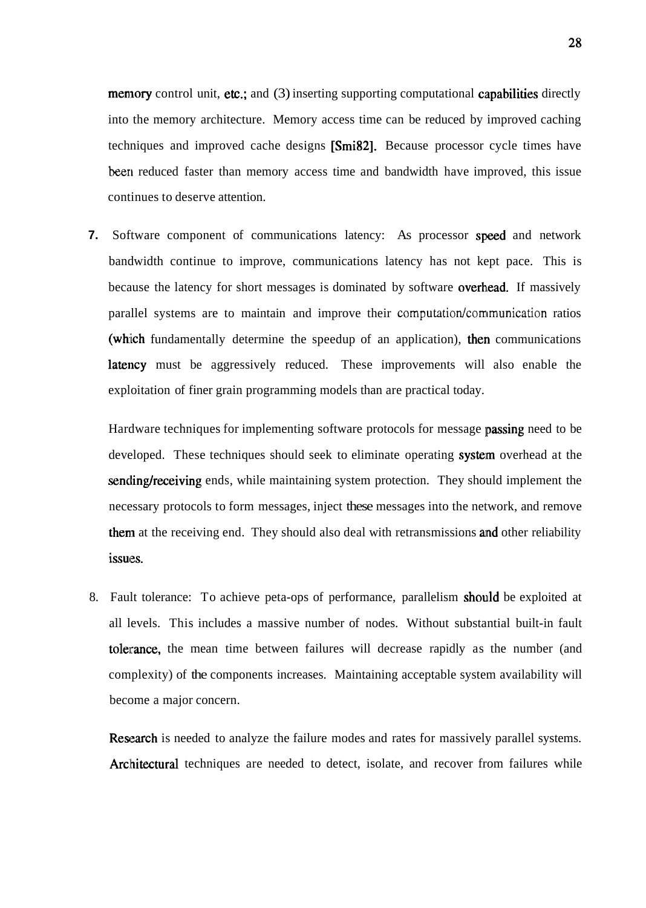memory control unit, etc.; and (3) inserting supporting computational capabilities directly into the memory architecture. Memory access time can be reduced by improved caching techniques and improved cache designs [Smi82]. Because processor cycle times have been reduced faster than memory access time and bandwidth have improved, this issue continues to deserve attention.

7. Software component of communications latency: As processor speed and network bandwidth continue to improve, communications latency has not kept pace. This is because the latency for short messages is dominated by software overhead. If massively parallel systems are to maintain and improve their computation/communication ratios (which fundamentally determine the speedup of an application), then communications latency must be aggressively reduced. These improvements will also enable the exploitation of finer grain programming models than are practical today.

   Hardware techniques for implementing software protocols for message passing need to be developed. These techniques should seek to eliminate operating system overhead at the sending/receiving ends, while maintaining system protection. They should implement the necessary protocols to form messages, inject these messages into the network, and remove them at the receiving end. They should also deal with retransmissions and other reliability issues.

8. Fault tolerance: To achieve peta-ops of performance, parallelism should be exploited at all levels. This includes a massive number of nodes. Without substantial built-in fault tolerance, the mean time between failures will decrease rapidly as the number (and complexity) of the components increases. Maintaining acceptable system availability will become a major concern.

   Research is needed to analyze the failure modes and rates for massively parallel systems. Architectural techniques are needed to detect, isolate, and recover from failures while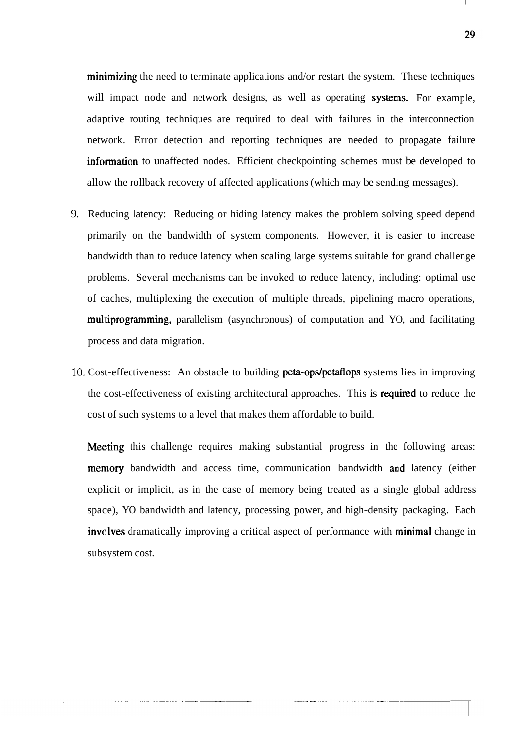minimizing the need to terminate applications and/or restart the system. These techniques will impact node and network designs, as well as operating systems. For example, adaptive routing techniques are required to deal with failures in the interconnection network. Error detection and reporting techniques are needed to propagate failure information to unaffected nodes. Efficient checkpointing schemes must be developed to allow the rollback recovery of affected applications (which may be sending messages).

9. Reducing latency: Reducing or hiding latency makes the problem solving speed depend primarily on the bandwidth of system components. However, it is easier to increase bandwidth than to reduce latency when scaling large systems suitable for grand challenge problems. Several mechanisms can be invoked to reduce latency, including: optimal use of caches, multiplexing the execution of multiple threads, pipelining macro operations, multiprogramming, parallelism (asynchronous) of computation and YO, and facilitating process and data migration.

10. Cost-effectiveness: An obstacle to building peta-ops/petaflops systems lies in improving the cost-effectiveness of existing architectural approaches. This is required to reduce the cost of such systems to a level that makes them affordable to build.

    Meeting this challenge requires making substantial progress in the following areas: memory bandwidth and access time, communication bandwidth and latency (either explicit or implicit, as in the case of memory being treated as a single global address space), YO bandwidth and latency, processing power, and high-density packaging. Each involves dramatically improving a critical aspect of performance with minimal change in subsystem cost.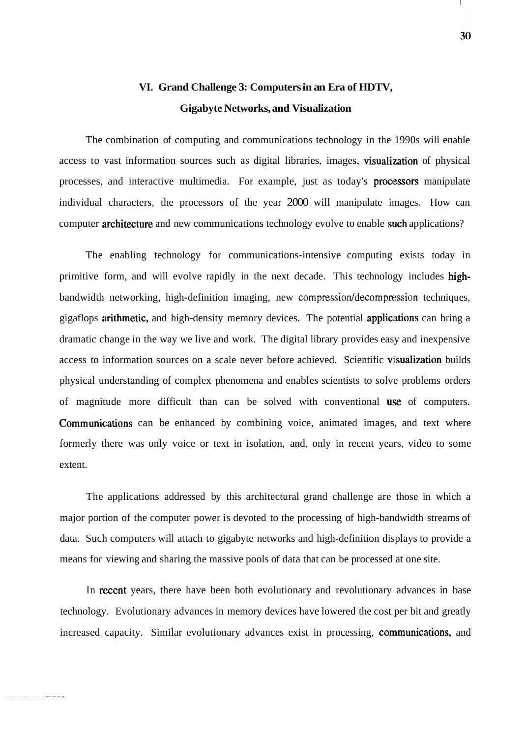## VI. Grand Challenge 3: Computers in an Era of HDTV, Gigabyte Networks, and Visualization

The combination of computing and communications technology in the 1990s will enable access to vast information sources such as digital libraries, images, visualization of physical processes, and interactive multimedia. For example, just as today's processors manipulate individual characters, the processors of the year 2000 will manipulate images. How can computer architecture and new communications technology evolve to enable such applications?

The enabling technology for communications-intensive computing exists today in primitive form, and will evolve rapidly in the next decade. This technology includes high-bandwidth networking, high-definition imaging, new compression/decompression techniques, gigaflops arithmetic, and high-density memory devices. The potential applications can bring a dramatic change in the way we live and work. The digital library provides easy and inexpensive access to information sources on a scale never before achieved. Scientific visualization builds physical understanding of complex phenomena and enables scientists to solve problems orders of magnitude more difficult than can be solved with conventional use of computers. Communications can be enhanced by combining voice, animated images, and text where formerly there was only voice or text in isolation, and, only in recent years, video to some extent.

The applications addressed by this architectural grand challenge are those in which a major portion of the computer power is devoted to the processing of high-bandwidth streams of data. Such computers will attach to gigabyte networks and high-definition displays to provide a means for viewing and sharing the massive pools of data that can be processed at one site.

In recent years, there have been both evolutionary and revolutionary advances in base technology. Evolutionary advances in memory devices have lowered the cost per bit and greatly increased capacity. Similar evolutionary advances exist in processing, communications, and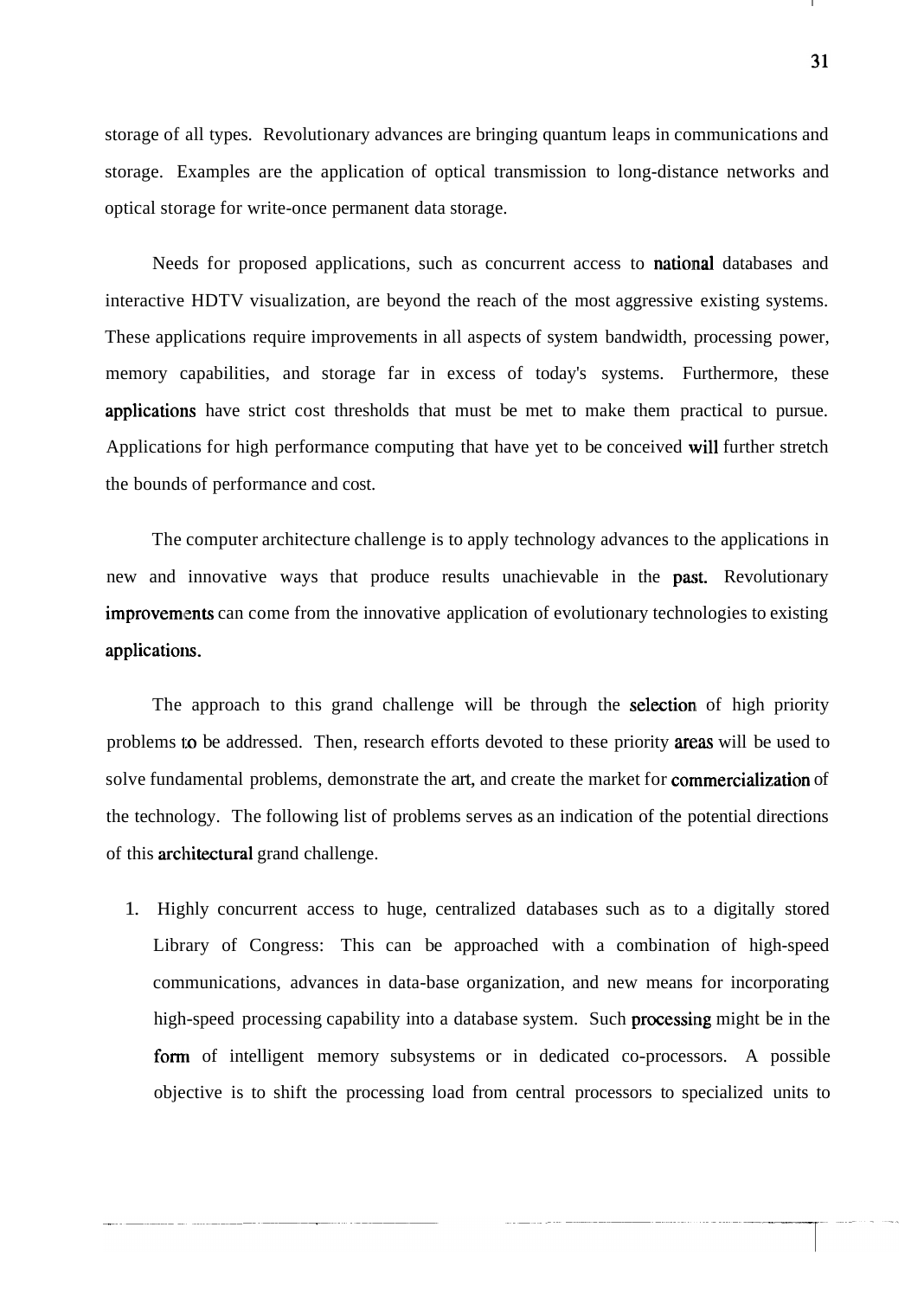storage of all types. Revolutionary advances are bringing quantum leaps in communications and storage. Examples are the application of optical transmission to long-distance networks and optical storage for write-once permanent data storage.

Needs for proposed applications, such as concurrent access to national databases and interactive HDTV visualization, are beyond the reach of the most aggressive existing systems. These applications require improvements in all aspects of system bandwidth, processing power, memory capabilities, and storage far in excess of today's systems. Furthermore, these applications have strict cost thresholds that must be met to make them practical to pursue. Applications for high performance computing that have yet to be conceived will further stretch the bounds of performance and cost.

The computer architecture challenge is to apply technology advances to the applications in new and innovative ways that produce results unachievable in the past. Revolutionary improvements can come from the innovative application of evolutionary technologies to existing applications.

The approach to this grand challenge will be through the selection of high priority problems to be addressed. Then, research efforts devoted to these priority areas will be used to solve fundamental problems, demonstrate the art, and create the market for commercialization of the technology. The following list of problems serves as an indication of the potential directions of this architectural grand challenge.

1. Highly concurrent access to huge, centralized databases such as to a digitally stored Library of Congress: This can be approached with a combination of high-speed communications, advances in data-base organization, and new means for incorporating high-speed processing capability into a database system. Such processing might be in the form of intelligent memory subsystems or in dedicated co-processors. A possible objective is to shift the processing load from central processors to specialized units to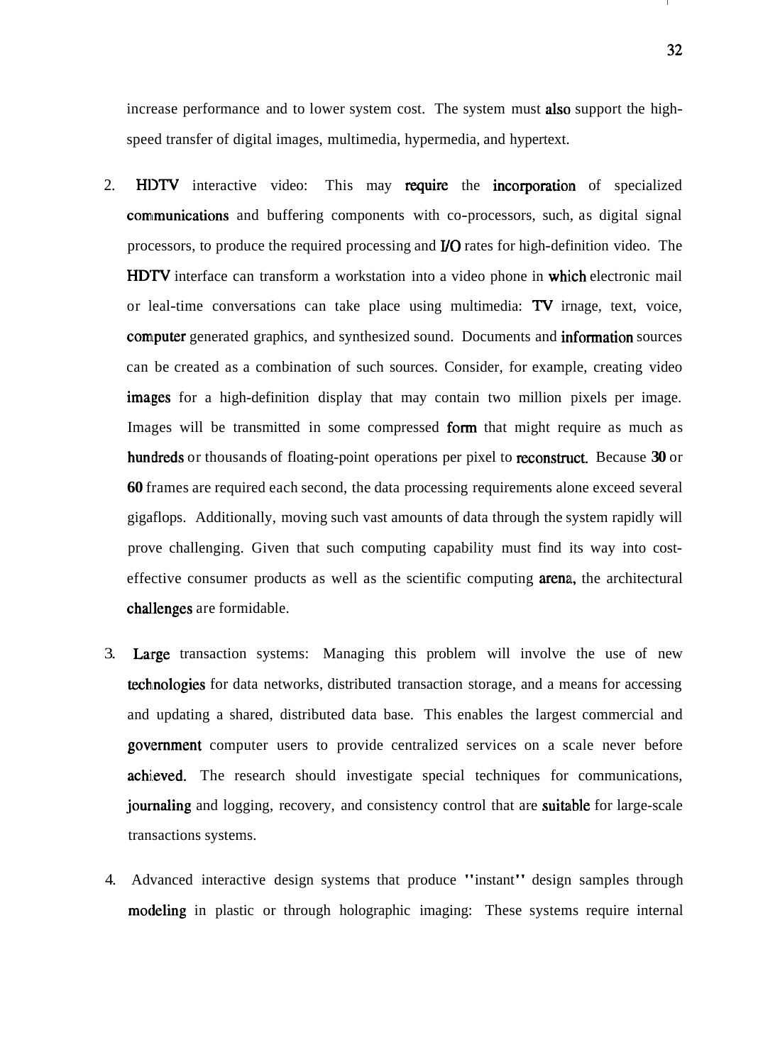increase performance and to lower system cost. The system must also support the high-speed transfer of digital images, multimedia, hypermedia, and hypertext.

2. HDTV interactive video: This may require the incorporation of specialized communications and buffering components with co-processors, such, as digital signal processors, to produce the required processing and I/O rates for high-definition video. The HDTV interface can transform a workstation into a video phone in which electronic mail or leal-time conversations can take place using multimedia: TV irnage, text, voice, computer generated graphics, and synthesized sound. Documents and information sources can be created as a combination of such sources. Consider, for example, creating video images for a high-definition display that may contain two million pixels per image. Images will be transmitted in some compressed form that might require as much as hundreds or thousands of floating-point operations per pixel to reconstruct. Because **30** or **60** frames are required each second, the data processing requirements alone exceed several gigaflops. Additionally, moving such vast amounts of data through the system rapidly will prove challenging. Given that such computing capability must find its way into cost-effective consumer products as well as the scientific computing arena, the architectural challenges are formidable.

3. Large transaction systems: Managing this problem will involve the use of new technologies for data networks, distributed transaction storage, and a means for accessing and updating a shared, distributed data base. This enables the largest commercial and government computer users to provide centralized services on a scale never before achieved. The research should investigate special techniques for communications, journaling and logging, recovery, and consistency control that are suitable for large-scale transactions systems.

4. Advanced interactive design systems that produce "instant" design samples through modeling in plastic or through holographic imaging: These systems require internal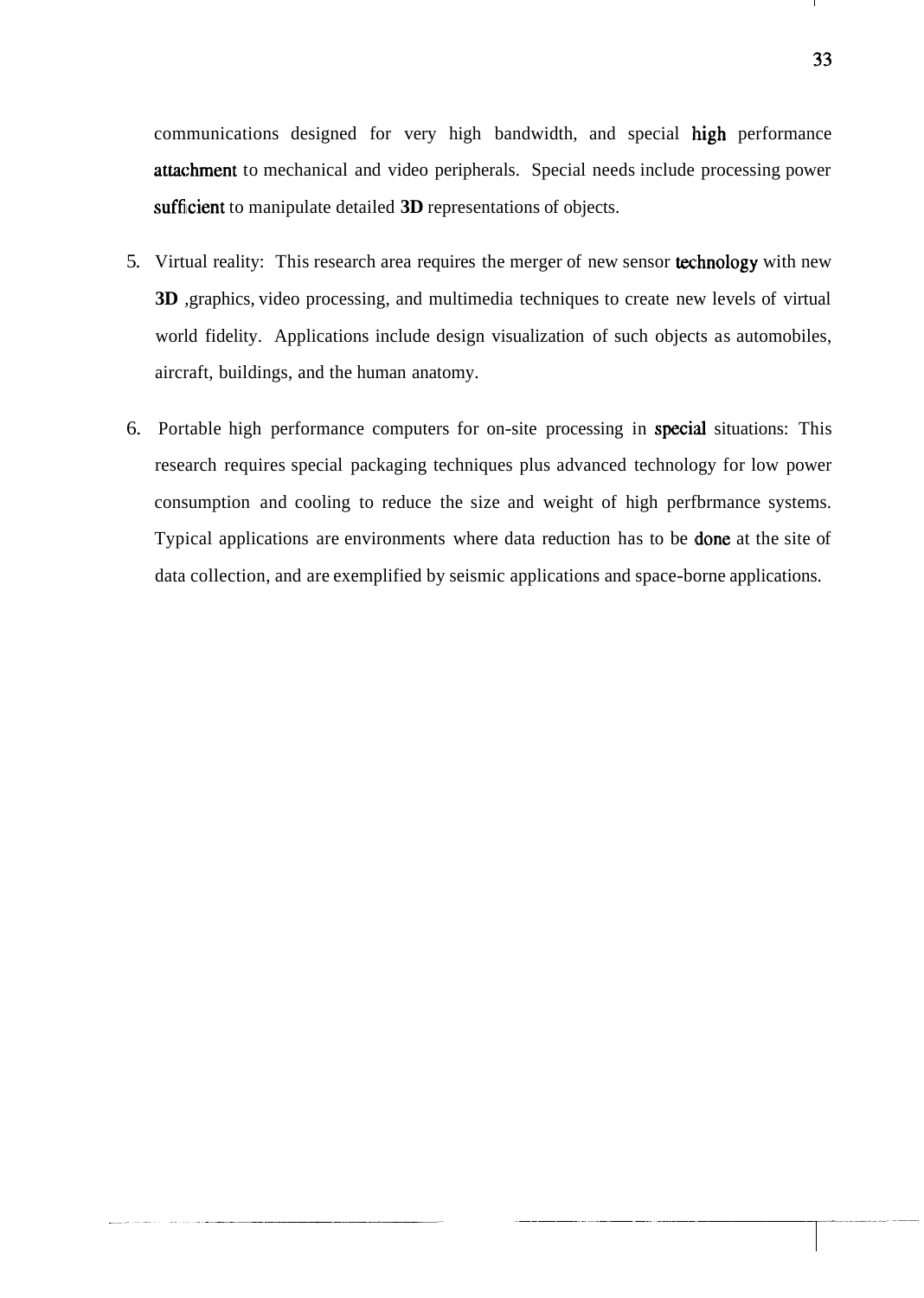communications designed for very high bandwidth, and special high performance attachment to mechanical and video peripherals. Special needs include processing power sufficient to manipulate detailed **3D** representations of objects.

5. Virtual reality: This research area requires the merger of new sensor technology with new **3D** ,graphics, video processing, and multimedia techniques to create new levels of virtual world fidelity. Applications include design visualization of such objects as automobiles, aircraft, buildings, and the human anatomy.

6. Portable high performance computers for on-site processing in special situations: This research requires special packaging techniques plus advanced technology for low power consumption and cooling to reduce the size and weight of high perfbrmance systems. Typical applications are environments where data reduction has to be done at the site of data collection, and are exemplified by seismic applications and space-borne applications.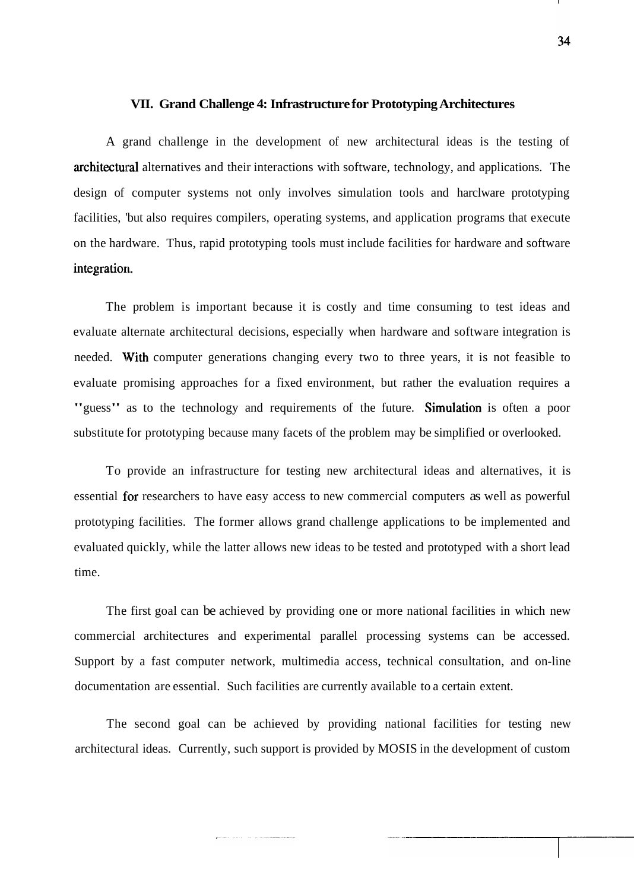## VII. Grand Challenge 4: Infrastructure for Prototyping Architectures

A grand challenge in the development of new architectural ideas is the testing of architectural alternatives and their interactions with software, technology, and applications. The design of computer systems not only involves simulation tools and harclware prototyping facilities, 'but also requires compilers, operating systems, and application programs that execute on the hardware. Thus, rapid prototyping tools must include facilities for hardware and software integration.

The problem is important because it is costly and time consuming to test ideas and evaluate alternate architectural decisions, especially when hardware and software integration is needed. With computer generations changing every two to three years, it is not feasible to evaluate promising approaches for a fixed environment, but rather the evaluation requires a "guess" as to the technology and requirements of the future. Simulation is often a poor substitute for prototyping because many facets of the problem may be simplified or overlooked.

To provide an infrastructure for testing new architectural ideas and alternatives, it is essential for researchers to have easy access to new commercial computers as well as powerful prototyping facilities. The former allows grand challenge applications to be implemented and evaluated quickly, while the latter allows new ideas to be tested and prototyped with a short lead time.

The first goal can be achieved by providing one or more national facilities in which new commercial architectures and experimental parallel processing systems can be accessed. Support by a fast computer network, multimedia access, technical consultation, and on-line documentation are essential. Such facilities are currently available to a certain extent.

The second goal can be achieved by providing national facilities for testing new architectural ideas. Currently, such support is provided by MOSIS in the development of custom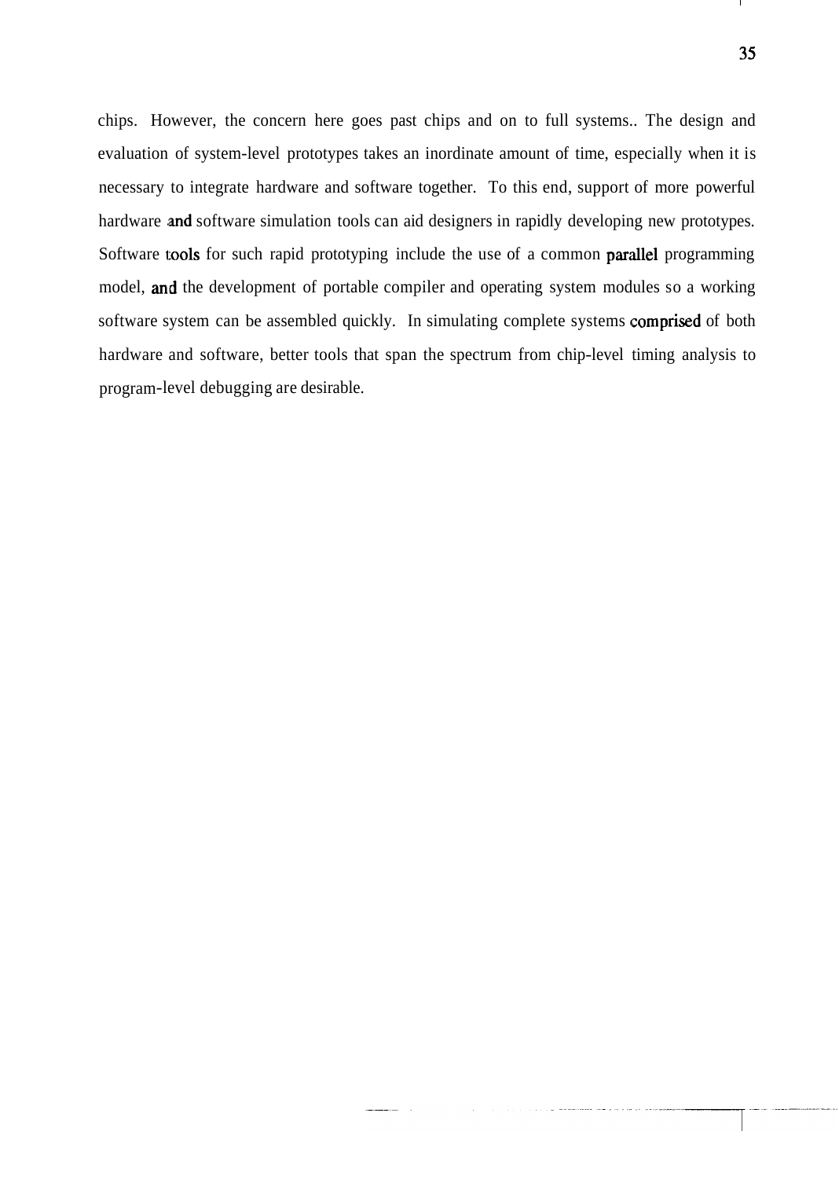chips. However, the concern here goes past chips and on to full systems.. The design and evaluation of system-level prototypes takes an inordinate amount of time, especially when it is necessary to integrate hardware and software together. To this end, support of more powerful hardware and software simulation tools can aid designers in rapidly developing new prototypes. Software tools for such rapid prototyping include the use of a common parallel programming model, and the development of portable compiler and operating system modules so a working software system can be assembled quickly. In simulating complete systems comprised of both hardware and software, better tools that span the spectrum from chip-level timing analysis to program-level debugging are desirable.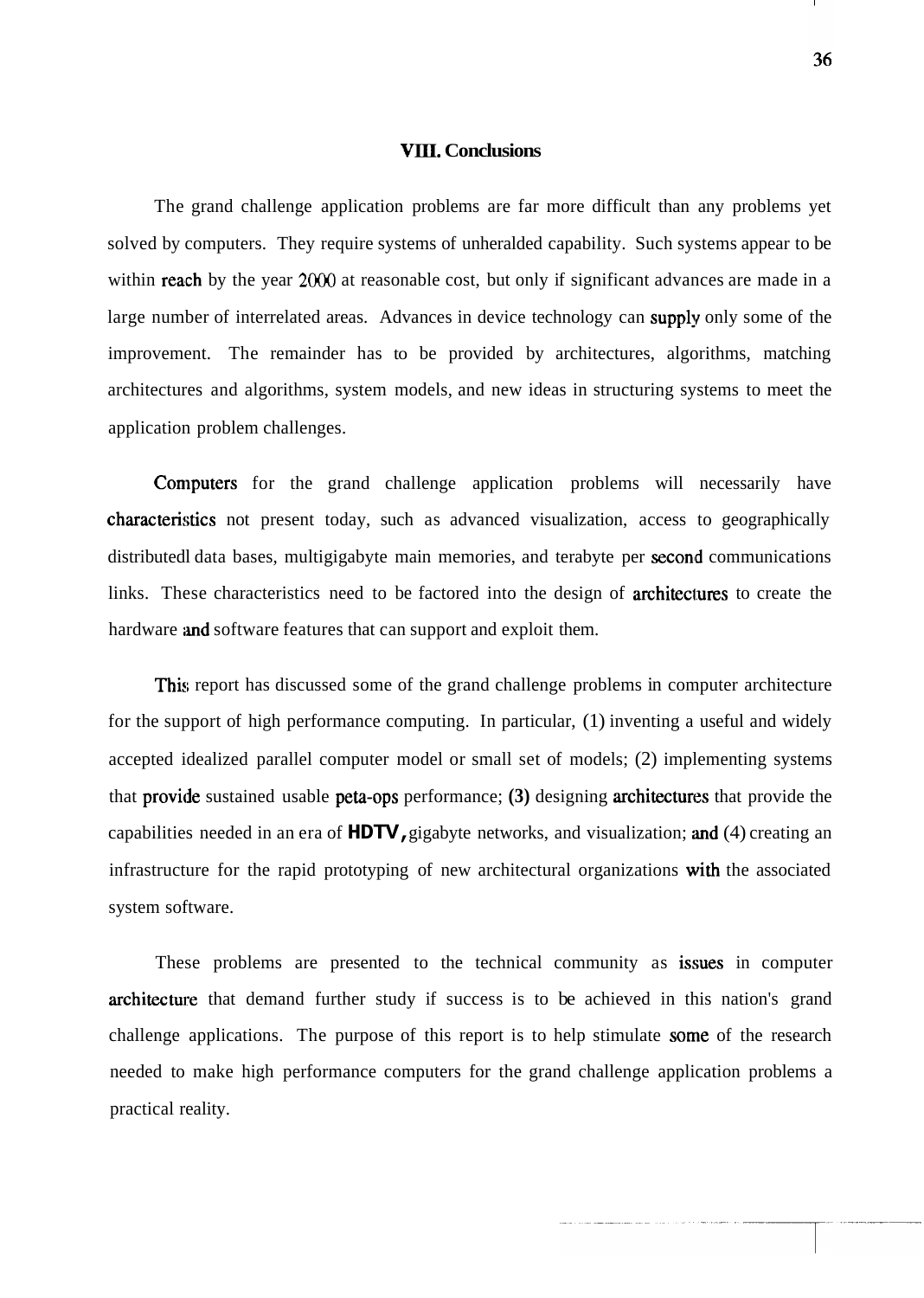## VIII. Conclusions

The grand challenge application problems are far more difficult than any problems yet solved by computers. They require systems of unheralded capability. Such systems appear to be within reach by the year 2000 at reasonable cost, but only if significant advances are made in a large number of interrelated areas. Advances in device technology can supply only some of the improvement. The remainder has to be provided by architectures, algorithms, matching architectures and algorithms, system models, and new ideas in structuring systems to meet the application problem challenges.

Computers for the grand challenge application problems will necessarily have characteristics not present today, such as advanced visualization, access to geographically distributedl data bases, multigigabyte main memories, and terabyte per second communications links. These characteristics need to be factored into the design of architectures to create the hardware and software features that can support and exploit them.

This report has discussed some of the grand challenge problems in computer architecture for the support of high performance computing. In particular, (1) inventing a useful and widely accepted idealized parallel computer model or small set of models; (2) implementing systems that provide sustained usable peta-ops performance; (3) designing architectures that provide the capabilities needed in an era of HDTV, gigabyte networks, and visualization; and (4) creating an infrastructure for the rapid prototyping of new architectural organizations with the associated system software.

These problems are presented to the technical community as issues in computer architecture that demand further study if success is to be achieved in this nation's grand challenge applications. The purpose of this report is to help stimulate some of the research needed to make high performance computers for the grand challenge application problems a practical reality.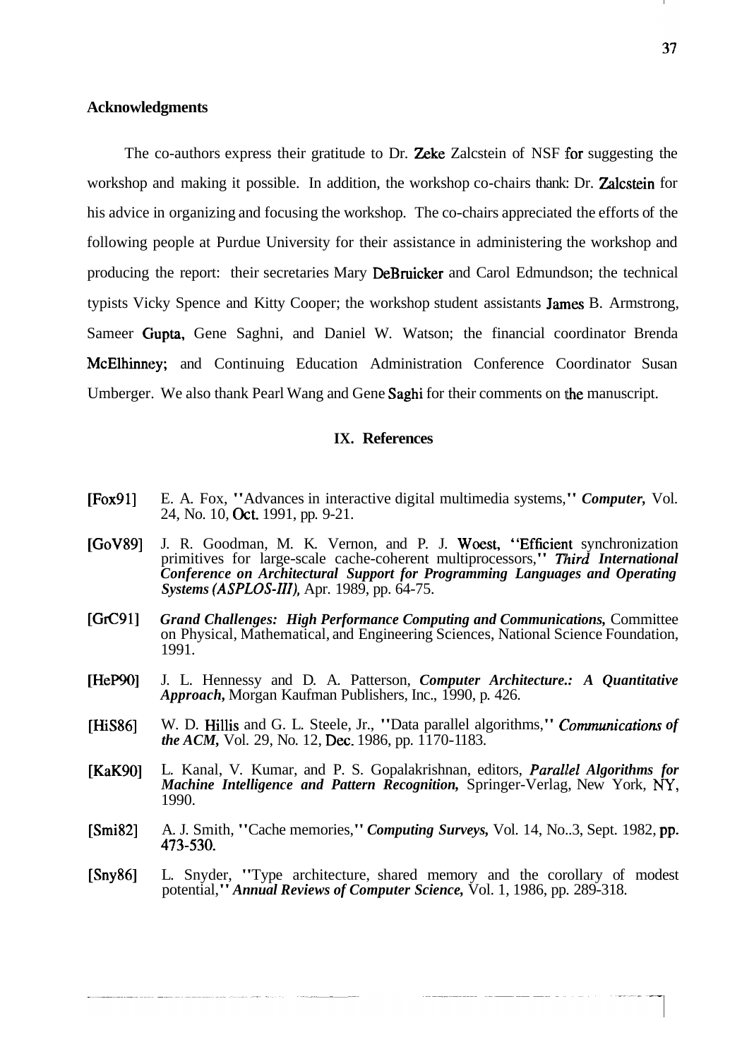**Acknowledgments**

The co-authors express their gratitude to Dr. Zeke Zalcstein of NSF for suggesting the workshop and making it possible. In addition, the workshop co-chairs thank: Dr. Zalcstein for his advice in organizing and focusing the workshop. The co-chairs appreciated the efforts of the following people at Purdue University for their assistance in administering the workshop and producing the report: their secretaries Mary DeBruicker and Carol Edmundson; the technical typists Vicky Spence and Kitty Cooper; the workshop student assistants James B. Armstrong, Sameer Gupta, Gene Saghni, and Daniel W. Watson; the financial coordinator Brenda McElhinney; and Continuing Education Administration Conference Coordinator Susan Umberger. We also thank Pearl Wang and Gene Saghi for their comments on the manuscript.

## IX. References

[Fox91] E. A. Fox, "Advances in interactive digital multimedia systems," ***Computer,*** Vol. 24, No. 10, Oct. 1991, pp. 9-21.

[GoV89] J. R. Goodman, M. K. Vernon, and P. J. Woest, "Efficient synchronization primitives for large-scale cache-coherent multiprocessors," ***Third International Conference on Architectural Support for Programming Languages and Operating Systems (ASPLOS-III),*** Apr. 1989, pp. 64-75.

[GrC91] ***Grand Challenges: High Performance Computing and Communications,*** Committee on Physical, Mathematical, and Engineering Sciences, National Science Foundation, 1991.

[HeP90] J. L. Hennessy and D. A. Patterson, ***Computer Architecture.: A Quantitative Approach,*** Morgan Kaufman Publishers, Inc., 1990, p. 426.

[HiS86] W. D. Hillis and G. L. Steele, Jr., "Data parallel algorithms," ***Communications of the ACM,*** Vol. 29, No. 12, Dec. 1986, pp. 1170-1183.

[KaK90] L. Kanal, V. Kumar, and P. S. Gopalakrishnan, editors, ***Parallel Algorithms for Machine Intelligence and Pattern Recognition,*** Springer-Verlag, New York, NY, 1990.

[Smi82] A. J. Smith, "Cache memories," ***Computing Surveys,*** Vol. 14, No..3, Sept. 1982, pp. 473-530.

[Sny86] L. Snyder, "Type architecture, shared memory and the corollary of modest potential," ***Annual Reviews of Computer Science,*** Vol. 1, 1986, pp. 289-318.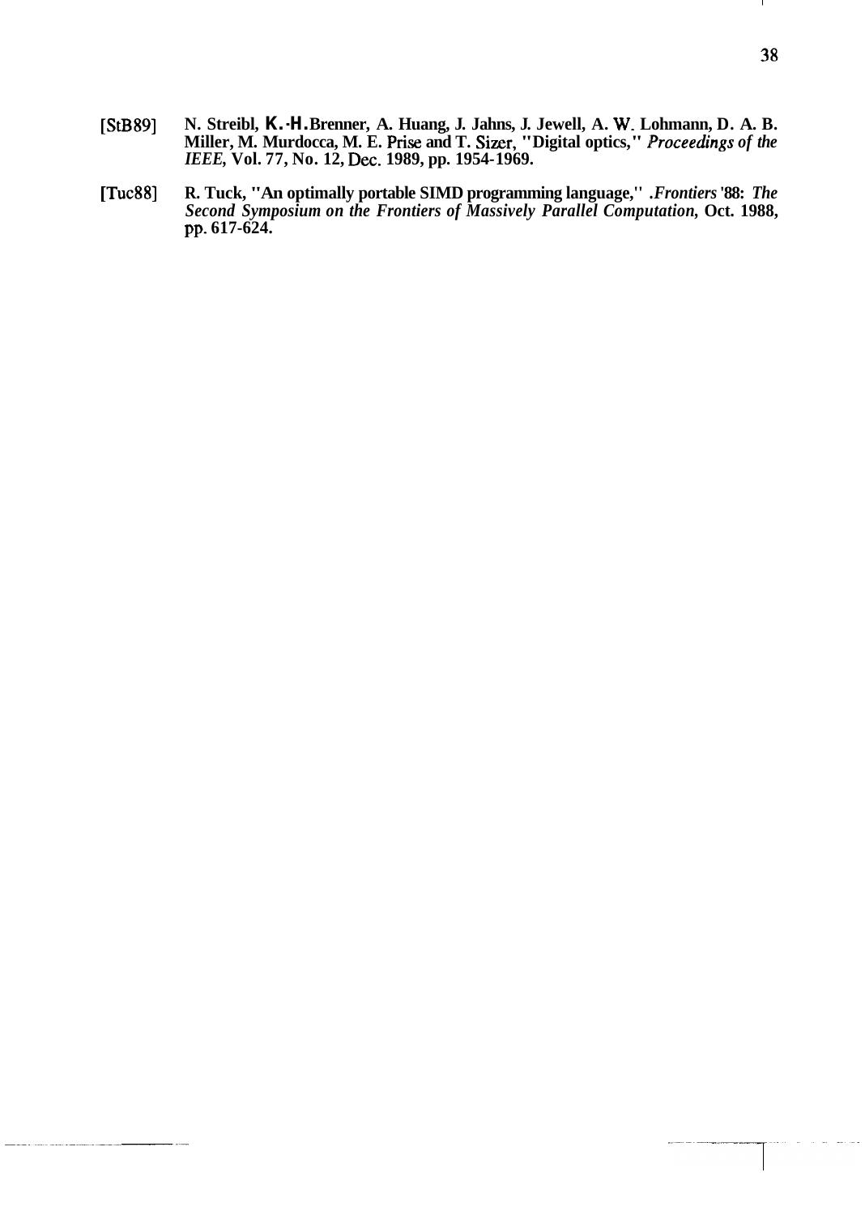[StB89] N. Streibl, K.-H. Brenner, A. Huang, J. Jahns, J. Jewell, A. W. Lohmann, D. A. B. Miller, M. Murdocca, M. E. Prise and T. Sizer, "Digital optics," *Proceedings of the IEEE*, Vol. 77, No. 12, Dec. 1989, pp. 1954-1969.

[Tuc88] R. Tuck, "An optimally portable SIMD programming language," *.Frontiers '88: The Second Symposium on the Frontiers of Massively Parallel Computation*, Oct. 1988, pp. 617-624.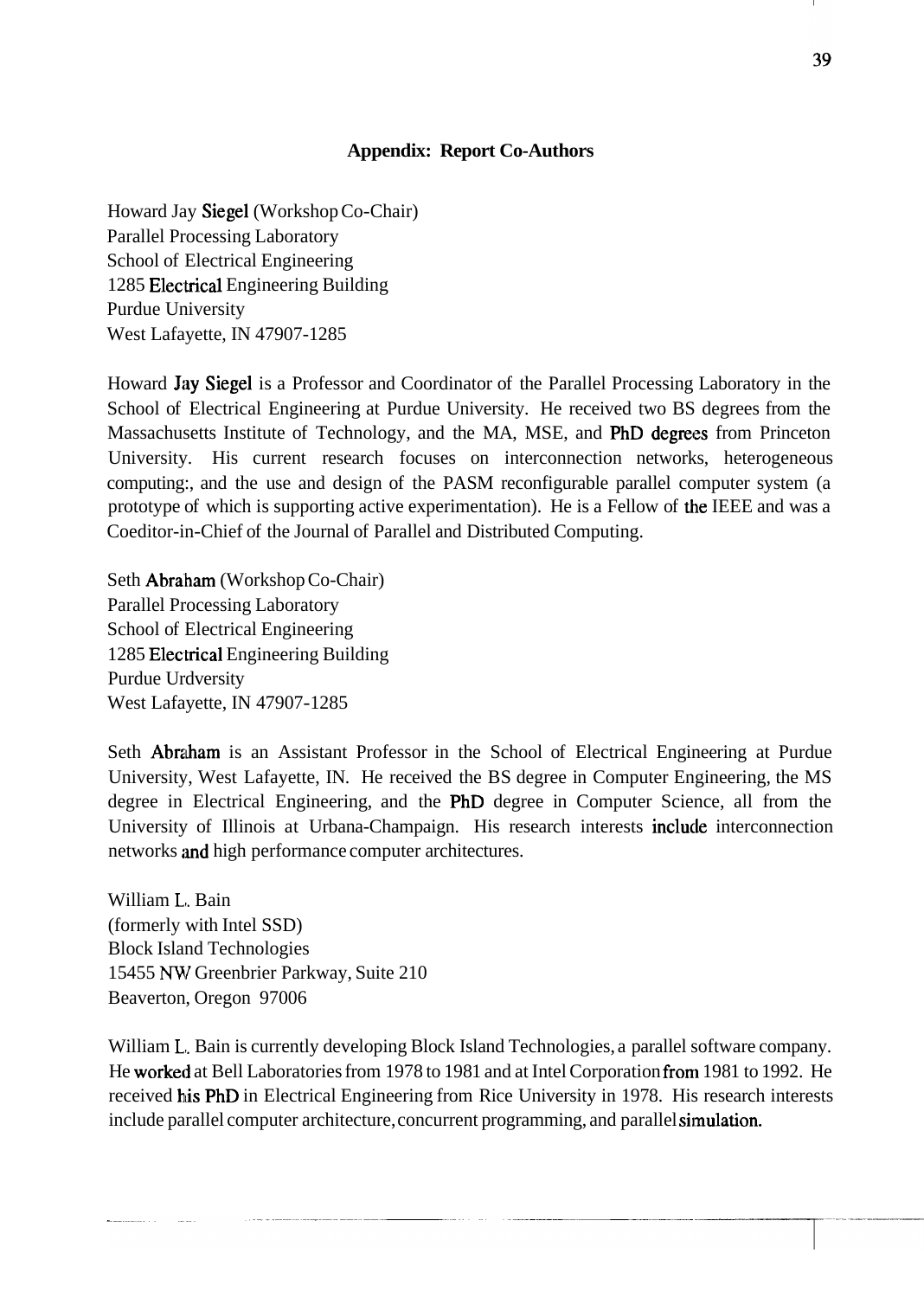**Appendix: Report Co-Authors**

Howard Jay Siegel (Workshop Co-Chair)
Parallel Processing Laboratory
School of Electrical Engineering
1285 Electrical Engineering Building
Purdue University
West Lafayette, IN 47907-1285

Howard Jay Siegel is a Professor and Coordinator of the Parallel Processing Laboratory in the School of Electrical Engineering at Purdue University. He received two BS degrees from the Massachusetts Institute of Technology, and the MA, MSE, and PhD degrees from Princeton University. His current research focuses on interconnection networks, heterogeneous computing:, and the use and design of the PASM reconfigurable parallel computer system (a prototype of which is supporting active experimentation). He is a Fellow of the IEEE and was a Coeditor-in-Chief of the Journal of Parallel and Distributed Computing.

Seth Abraham (Workshop Co-Chair)
Parallel Processing Laboratory
School of Electrical Engineering
1285 Electrical Engineering Building
Purdue Urdversity
West Lafayette, IN 47907-1285

Seth Abraham is an Assistant Professor in the School of Electrical Engineering at Purdue University, West Lafayette, IN. He received the BS degree in Computer Engineering, the MS degree in Electrical Engineering, and the PhD degree in Computer Science, all from the University of Illinois at Urbana-Champaign. His research interests include interconnection networks and high performance computer architectures.

William L. Bain
(formerly with Intel SSD)
Block Island Technologies
15455 NW Greenbrier Parkway, Suite 210
Beaverton, Oregon 97006

William L. Bain is currently developing Block Island Technologies, a parallel software company. He worked at Bell Laboratories from 1978 to 1981 and at Intel Corporation from 1981 to 1992. He received his PhD in Electrical Engineering from Rice University in 1978. His research interests include parallel computer architecture, concurrent programming, and parallel simulation.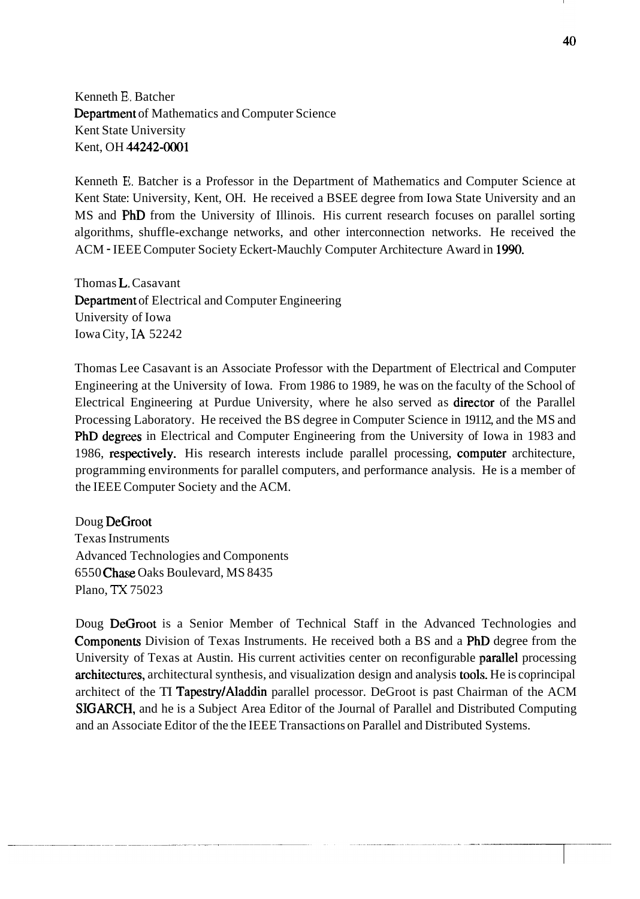Kenneth E. Batcher
Department of Mathematics and Computer Science
Kent State University
Kent, OH 44242-0001

Kenneth E. Batcher is a Professor in the Department of Mathematics and Computer Science at Kent State University, Kent, OH. He received a BSEE degree from Iowa State University and an MS and PhD from the University of Illinois. His current research focuses on parallel sorting algorithms, shuffle-exchange networks, and other interconnection networks. He received the ACM - IEEE Computer Society Eckert-Mauchly Computer Architecture Award in 1990.

Thomas L. Casavant
Department of Electrical and Computer Engineering
University of Iowa
Iowa City, IA 52242

Thomas Lee Casavant is an Associate Professor with the Department of Electrical and Computer Engineering at the University of Iowa. From 1986 to 1989, he was on the faculty of the School of Electrical Engineering at Purdue University, where he also served as director of the Parallel Processing Laboratory. He received the BS degree in Computer Science in 1982, and the MS and PhD degrees in Electrical and Computer Engineering from the University of Iowa in 1983 and 1986, respectively. His research interests include parallel processing, computer architecture, programming environments for parallel computers, and performance analysis. He is a member of the IEEE Computer Society and the ACM.

Doug DeGroot
Texas Instruments
Advanced Technologies and Components
6550 Chase Oaks Boulevard, MS 8435
Plano, TX 75023

Doug DeGroot is a Senior Member of Technical Staff in the Advanced Technologies and Components Division of Texas Instruments. He received both a BS and a PhD degree from the University of Texas at Austin. His current activities center on reconfigurable parallel processing architectures, architectural synthesis, and visualization design and analysis tools. He is coprincipal architect of the TI Tapestry/Aladdin parallel processor. DeGroot is past Chairman of the ACM SIGARCH, and he is a Subject Area Editor of the Journal of Parallel and Distributed Computing and an Associate Editor of the the IEEE Transactions on Parallel and Distributed Systems.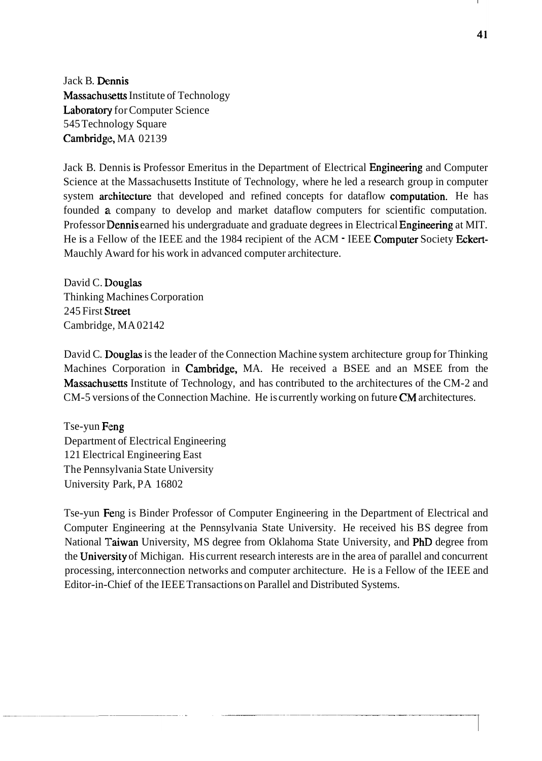Jack B. Dennis
Massachusetts Institute of Technology
Laboratory for Computer Science
545 Technology Square
Cambridge, MA 02139

Jack B. Dennis is Professor Emeritus in the Department of Electrical Engineering and Computer Science at the Massachusetts Institute of Technology, where he led a research group in computer system architecture that developed and refined concepts for dataflow computation. He has founded a company to develop and market dataflow computers for scientific computation. Professor Dennis earned his undergraduate and graduate degrees in Electrical Engineering at MIT. He is a Fellow of the IEEE and the 1984 recipient of the ACM - IEEE Computer Society Eckert-Mauchly Award for his work in advanced computer architecture.

David C. Douglas
Thinking Machines Corporation
245 First Street
Cambridge, MA 02142

David C. Douglas is the leader of the Connection Machine system architecture group for Thinking Machines Corporation in Cambridge, MA. He received a BSEE and an MSEE from the Massachusetts Institute of Technology, and has contributed to the architectures of the CM-2 and CM-5 versions of the Connection Machine. He is currently working on future CM architectures.

Tse-yun Feng
Department of Electrical Engineering
121 Electrical Engineering East
The Pennsylvania State University
University Park, PA 16802

Tse-yun Feng is Binder Professor of Computer Engineering in the Department of Electrical and Computer Engineering at the Pennsylvania State University. He received his BS degree from National Taiwan University, MS degree from Oklahoma State University, and PhD degree from the University of Michigan. His current research interests are in the area of parallel and concurrent processing, interconnection networks and computer architecture. He is a Fellow of the IEEE and Editor-in-Chief of the IEEE Transactions on Parallel and Distributed Systems.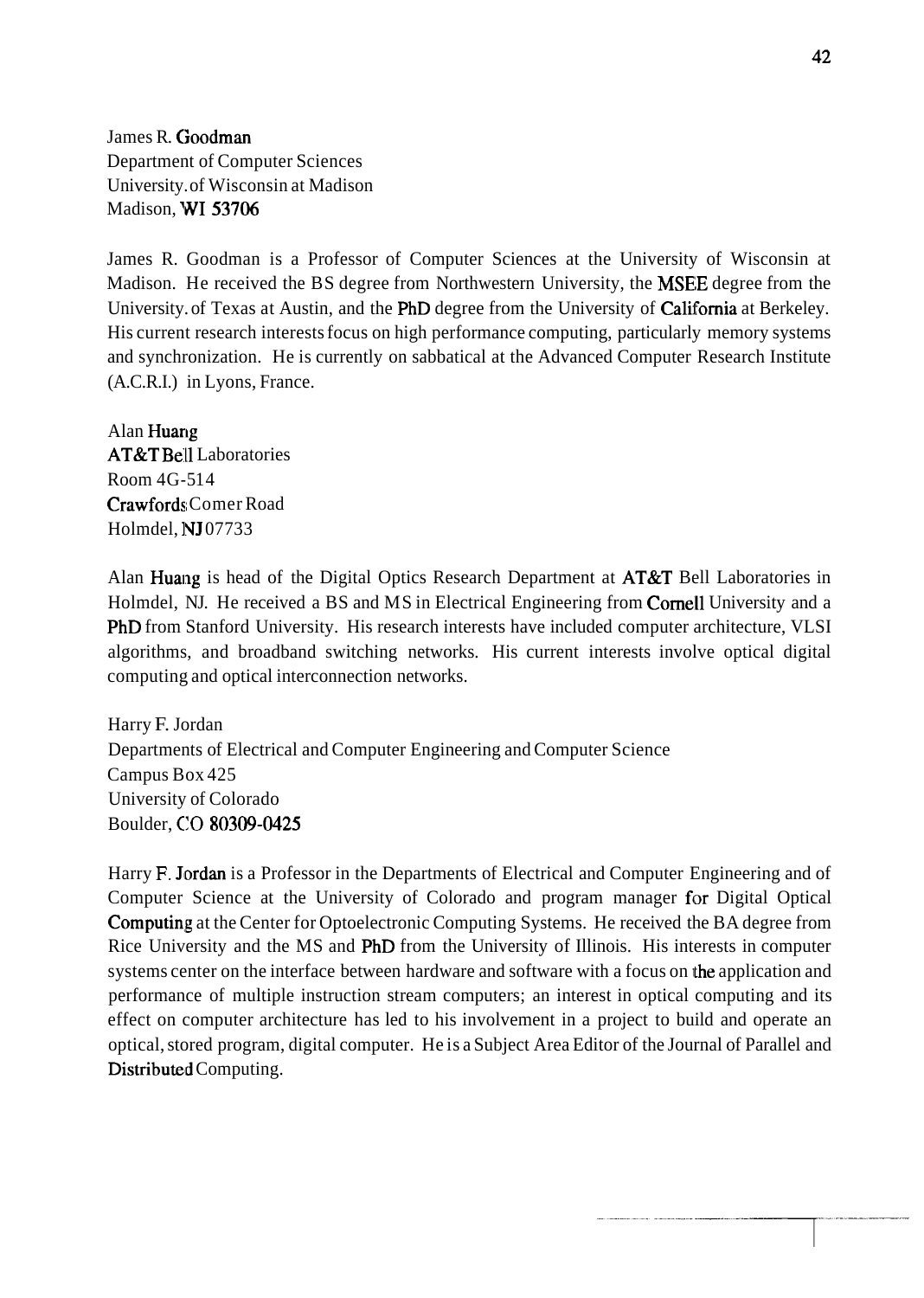James R. Goodman  
Department of Computer Sciences  
University of Wisconsin at Madison  
Madison, WI 53706

James R. Goodman is a Professor of Computer Sciences at the University of Wisconsin at Madison. He received the BS degree from Northwestern University, the MSEE degree from the University of Texas at Austin, and the PhD degree from the University of California at Berkeley. His current research interests focus on high performance computing, particularly memory systems and synchronization. He is currently on sabbatical at the Advanced Computer Research Institute (A.C.R.I.) in Lyons, France.

Alan Huang  
AT&T Bell Laboratories  
Room 4G-514  
Crawfords Comer Road  
Holmdel, NJ 07733

Alan Huang is head of the Digital Optics Research Department at AT&T Bell Laboratories in Holmdel, NJ. He received a BS and MS in Electrical Engineering from Cornell University and a PhD from Stanford University. His research interests have included computer architecture, VLSI algorithms, and broadband switching networks. His current interests involve optical digital computing and optical interconnection networks.

Harry F. Jordan  
Departments of Electrical and Computer Engineering and Computer Science  
Campus Box 425  
University of Colorado  
Boulder, CO 80309-0425

Harry F. Jordan is a Professor in the Departments of Electrical and Computer Engineering and of Computer Science at the University of Colorado and program manager for Digital Optical Computing at the Center for Optoelectronic Computing Systems. He received the BA degree from Rice University and the MS and PhD from the University of Illinois. His interests in computer systems center on the interface between hardware and software with a focus on the application and performance of multiple instruction stream computers; an interest in optical computing and its effect on computer architecture has led to his involvement in a project to build and operate an optical, stored program, digital computer. He is a Subject Area Editor of the Journal of Parallel and Distributed Computing.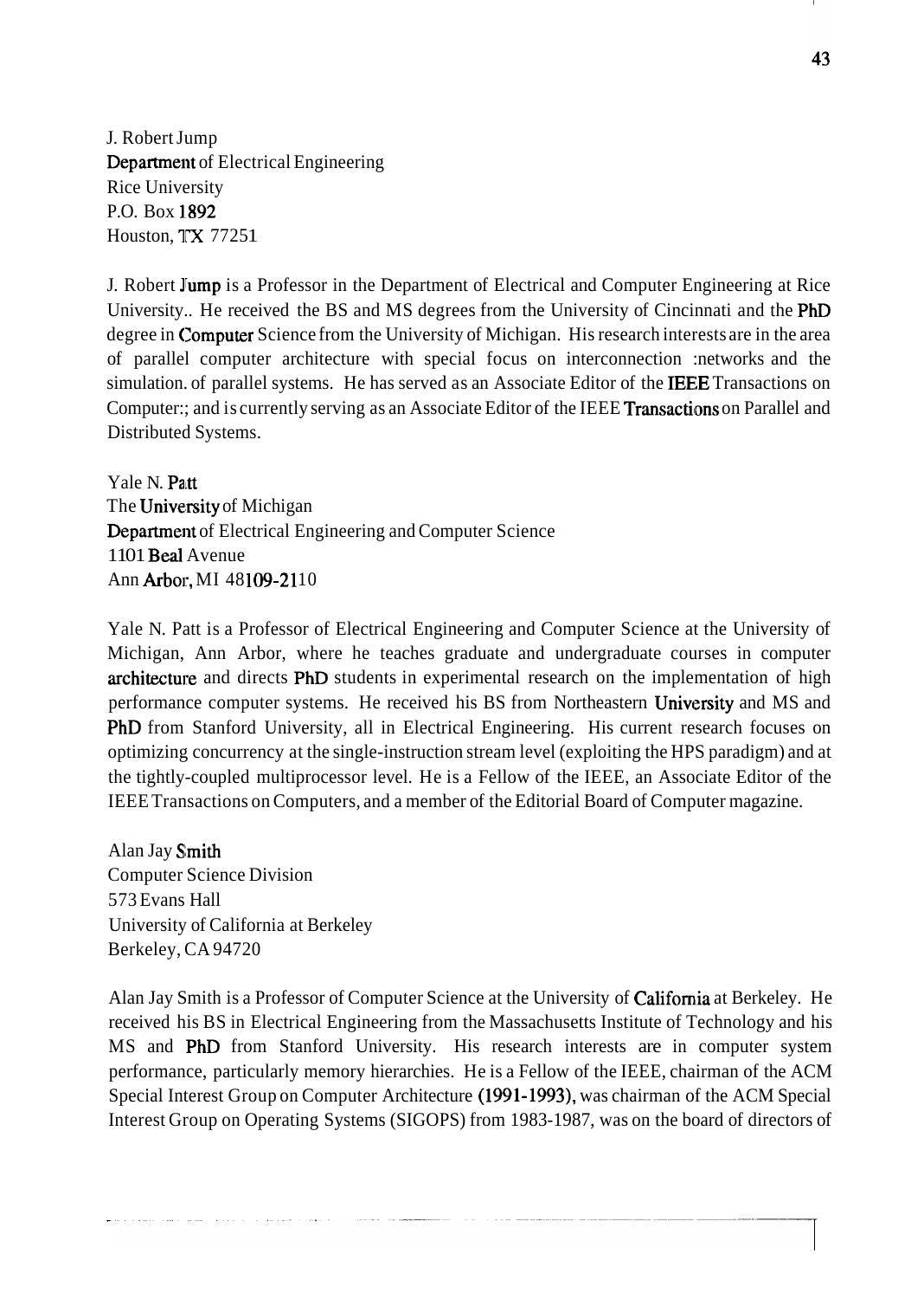J. Robert Jump
Department of Electrical Engineering
Rice University
P.O. Box 1892
Houston, TX 77251

J. Robert Jump is a Professor in the Department of Electrical and Computer Engineering at Rice University.. He received the BS and MS degrees from the University of Cincinnati and the PhD degree in Computer Science from the University of Michigan. His research interests are in the area of parallel computer architecture with special focus on interconnection :networks and the simulation. of parallel systems. He has served as an Associate Editor of the IEEE Transactions on Computer:; and is currently serving as an Associate Editor of the IEEE Transactions on Parallel and Distributed Systems.

Yale N. Patt
The University of Michigan
Department of Electrical Engineering and Computer Science
1101 Beal Avenue
Ann Arbor, MI 48109-2110

Yale N. Patt is a Professor of Electrical Engineering and Computer Science at the University of Michigan, Ann Arbor, where he teaches graduate and undergraduate courses in computer architecture and directs PhD students in experimental research on the implementation of high performance computer systems. He received his BS from Northeastern University and MS and PhD from Stanford University, all in Electrical Engineering. His current research focuses on optimizing concurrency at the single-instruction stream level (exploiting the HPS paradigm) and at the tightly-coupled multiprocessor level. He is a Fellow of the IEEE, an Associate Editor of the IEEE Transactions on Computers, and a member of the Editorial Board of Computer magazine.

Alan Jay Smith
Computer Science Division
573 Evans Hall
University of California at Berkeley
Berkeley, CA 94720

Alan Jay Smith is a Professor of Computer Science at the University of California at Berkeley. He received his BS in Electrical Engineering from the Massachusetts Institute of Technology and his MS and PhD from Stanford University. His research interests are in computer system performance, particularly memory hierarchies. He is a Fellow of the IEEE, chairman of the ACM Special Interest Group on Computer Architecture (1991-1993), was chairman of the ACM Special Interest Group on Operating Systems (SIGOPS) from 1983-1987, was on the board of directors of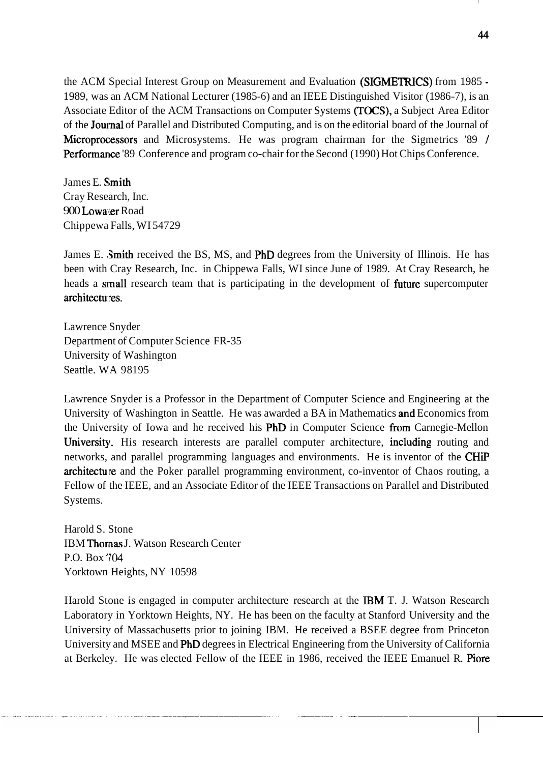the ACM Special Interest Group on Measurement and Evaluation (SIGMETRICS) from 1985 - 1989, was an ACM National Lecturer (1985-6) and an IEEE Distinguished Visitor (1986-7), is an Associate Editor of the ACM Transactions on Computer Systems (TOCS), a Subject Area Editor of the Journal of Parallel and Distributed Computing, and is on the editorial board of the Journal of Microprocessors and Microsystems. He was program chairman for the Sigmetrics '89 / Performance '89 Conference and program co-chair for the Second (1990) Hot Chips Conference.

James E. Smith
Cray Research, Inc.
900 Lowater Road
Chippewa Falls, WI 54729

James E. Smith received the BS, MS, and PhD degrees from the University of Illinois. He has been with Cray Research, Inc. in Chippewa Falls, WI since June of 1989. At Cray Research, he heads a small research team that is participating in the development of future supercomputer architectures.

Lawrence Snyder
Department of Computer Science FR-35
University of Washington
Seattle. WA 98195

Lawrence Snyder is a Professor in the Department of Computer Science and Engineering at the University of Washington in Seattle. He was awarded a BA in Mathematics and Economics from the University of Iowa and he received his PhD in Computer Science from Carnegie-Mellon University. His research interests are parallel computer architecture, including routing and networks, and parallel programming languages and environments. He is inventor of the CHiP architecture and the Poker parallel programming environment, co-inventor of Chaos routing, a Fellow of the IEEE, and an Associate Editor of the IEEE Transactions on Parallel and Distributed Systems.

Harold S. Stone
IBM Thomas J. Watson Research Center
P.O. Box 704
Yorktown Heights, NY 10598

Harold Stone is engaged in computer architecture research at the IBM T. J. Watson Research Laboratory in Yorktown Heights, NY. He has been on the faculty at Stanford University and the University of Massachusetts prior to joining IBM. He received a BSEE degree from Princeton University and MSEE and PhD degrees in Electrical Engineering from the University of California at Berkeley. He was elected Fellow of the IEEE in 1986, received the IEEE Emanuel R. Piore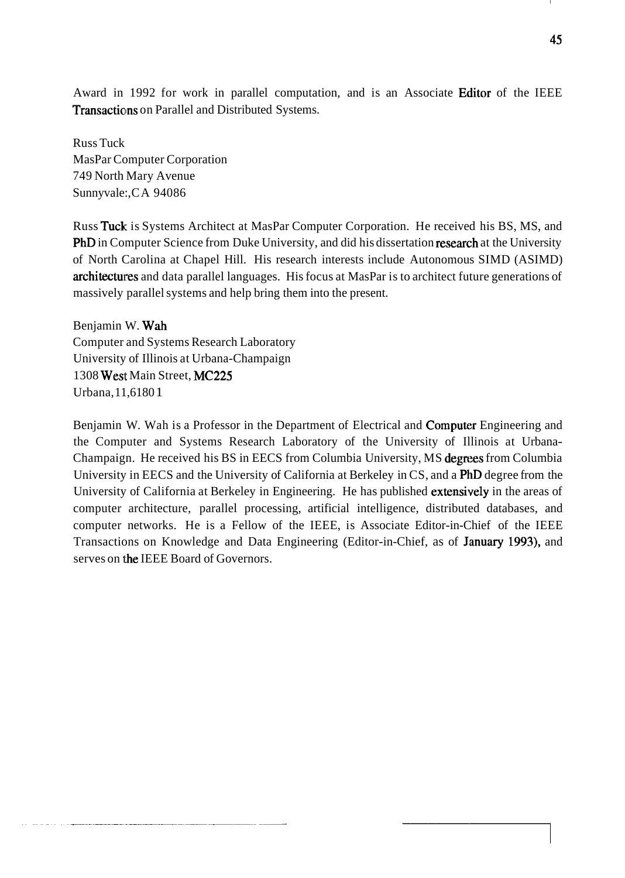Award in 1992 for work in parallel computation, and is an Associate Editor of the IEEE Transactions on Parallel and Distributed Systems.

Russ Tuck
MasPar Computer Corporation
749 North Mary Avenue
Sunnyvale:, CA 94086

Russ Tuck is Systems Architect at MasPar Computer Corporation. He received his BS, MS, and PhD in Computer Science from Duke University, and did his dissertation research at the University of North Carolina at Chapel Hill. His research interests include Autonomous SIMD (ASIMD) architectures and data parallel languages. His focus at MasPar is to architect future generations of massively parallel systems and help bring them into the present.

Benjamin W. Wah
Computer and Systems Research Laboratory
University of Illinois at Urbana-Champaign
1308 West Main Street, MC225
Urbana, 11, 6180 1

Benjamin W. Wah is a Professor in the Department of Electrical and Computer Engineering and the Computer and Systems Research Laboratory of the University of Illinois at Urbana-Champaign. He received his BS in EECS from Columbia University, MS degrees from Columbia University in EECS and the University of California at Berkeley in CS, and a PhD degree from the University of California at Berkeley in Engineering. He has published extensively in the areas of computer architecture, parallel processing, artificial intelligence, distributed databases, and computer networks. He is a Fellow of the IEEE, is Associate Editor-in-Chief of the IEEE Transactions on Knowledge and Data Engineering (Editor-in-Chief, as of January 1993), and serves on the IEEE Board of Governors.